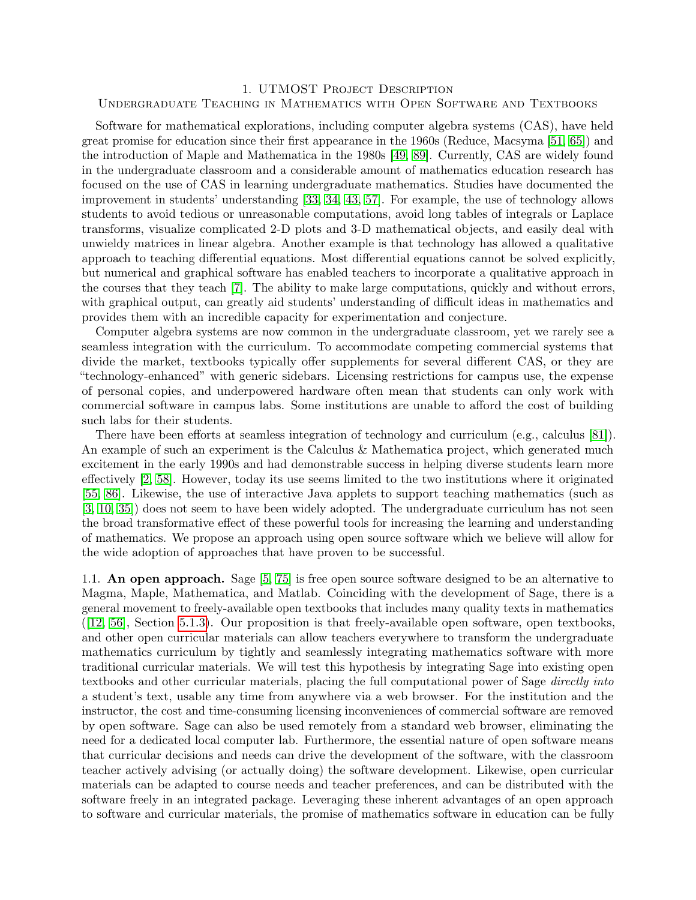# 1. UTMOST Project Description

## Undergraduate Teaching in Mathematics with Open Software and Textbooks

Software for mathematical explorations, including computer algebra systems (CAS), have held great promise for education since their first appearance in the 1960s (Reduce, Macsyma [51, 65]) and the introduction of Maple and Mathematica in the 1980s [49, 89]. Currently, CAS are widely found in the undergraduate classroom and a considerable amount of mathematics education research has focused on the use of CAS in learning undergraduate mathematics. Studies have documented the improvement in students' understanding [33, 34, 43, 57]. For example, the use of technology allows students to avoid tedious or unreasonable computations, avoid long tables of integrals or Laplace transforms, visualize complicated 2-D plots and 3-D mathematical objects, and easily deal with unwieldy matrices in linear algebra. Another example is that technology has allowed a qualitative approach to teaching differential equations. Most differential equations cannot be solved explicitly, but numerical and graphical software has enabled teachers to incorporate a qualitative approach in the courses that they teach [7]. The ability to make large computations, quickly and without errors, with graphical output, can greatly aid students' understanding of difficult ideas in mathematics and provides them with an incredible capacity for experimentation and conjecture.

Computer algebra systems are now common in the undergraduate classroom, yet we rarely see a seamless integration with the curriculum. To accommodate competing commercial systems that divide the market, textbooks typically offer supplements for several different CAS, or they are "technology-enhanced" with generic sidebars. Licensing restrictions for campus use, the expense of personal copies, and underpowered hardware often mean that students can only work with commercial software in campus labs. Some institutions are unable to afford the cost of building such labs for their students.

There have been efforts at seamless integration of technology and curriculum (e.g., calculus [81]). An example of such an experiment is the Calculus & Mathematica project, which generated much excitement in the early 1990s and had demonstrable success in helping diverse students learn more effectively [2, 58]. However, today its use seems limited to the two institutions where it originated [55, 86]. Likewise, the use of interactive Java applets to support teaching mathematics (such as [3, 10, 35]) does not seem to have been widely adopted. The undergraduate curriculum has not seen the broad transformative effect of these powerful tools for increasing the learning and understanding of mathematics. We propose an approach using open source software which we believe will allow for the wide adoption of approaches that have proven to be successful.

1.1. **An open approach.** Sage [5, 75] is free open source software designed to be an alternative to Magma, Maple, Mathematica, and Matlab. Coinciding with the development of Sage, there is a general movement to freely-available open textbooks that includes many quality texts in mathematics ([12, 56], Section 5.1.3). Our proposition is that freely-available open software, open textbooks, and other open curricular materials can allow teachers everywhere to transform the undergraduate mathematics curriculum by tightly and seamlessly integrating mathematics software with more traditional curricular materials. We will test this hypothesis by integrating Sage into existing open textbooks and other curricular materials, placing the full computational power of Sage *directly into* a student's text, usable any time from anywhere via a web browser. For the institution and the instructor, the cost and time-consuming licensing inconveniences of commercial software are removed by open software. Sage can also be used remotely from a standard web browser, eliminating the need for a dedicated local computer lab. Furthermore, the essential nature of open software means that curricular decisions and needs can drive the development of the software, with the classroom teacher actively advising (or actually doing) the software development. Likewise, open curricular materials can be adapted to course needs and teacher preferences, and can be distributed with the software freely in an integrated package. Leveraging these inherent advantages of an open approach to software and curricular materials, the promise of mathematics software in education can be fully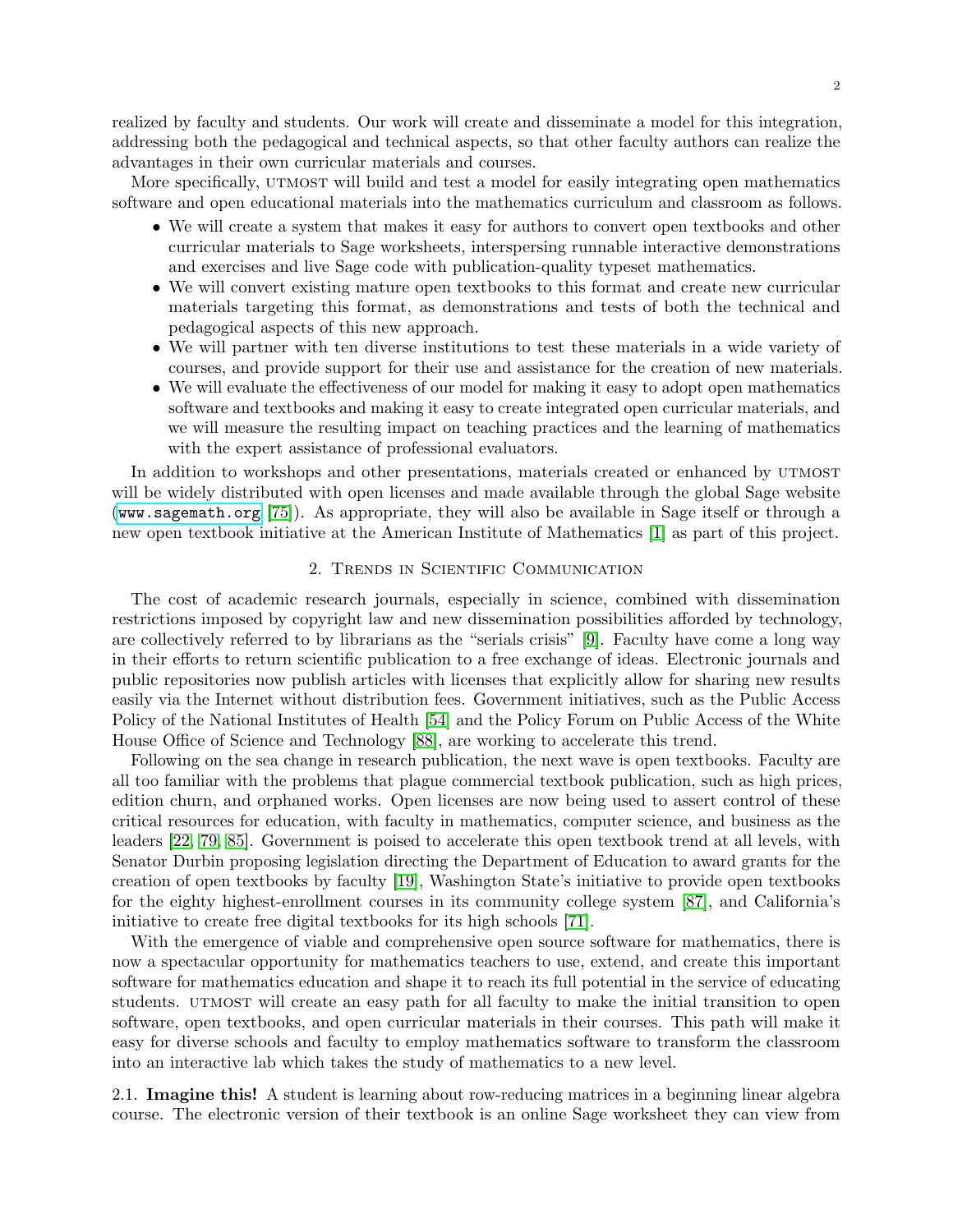realized by faculty and students. Our work will create and disseminate a model for this integration, addressing both the pedagogical and technical aspects, so that other faculty authors can realize the advantages in their own curricular materials and courses.

More specifically, UTMOST will build and test a model for easily integrating open mathematics software and open educational materials into the mathematics curriculum and classroom as follows.

- We will create a system that makes it easy for authors to convert open textbooks and other curricular materials to Sage worksheets, interspersing runnable interactive demonstrations and exercises and live Sage code with publication-quality typeset mathematics.
- We will convert existing mature open textbooks to this format and create new curricular materials targeting this format, as demonstrations and tests of both the technical and pedagogical aspects of this new approach.
- We will partner with ten diverse institutions to test these materials in a wide variety of courses, and provide support for their use and assistance for the creation of new materials.
- We will evaluate the effectiveness of our model for making it easy to adopt open mathematics software and textbooks and making it easy to create integrated open curricular materials, and we will measure the resulting impact on teaching practices and the learning of mathematics with the expert assistance of professional evaluators.

In addition to workshops and other presentations, materials created or enhanced by UTMOST will be widely distributed with open licenses and made available through the global Sage website (`www.sagemath.org` [75]). As appropriate, they will also be available in Sage itself or through a new open textbook initiative at the American Institute of Mathematics [1] as part of this project.

## 2. Trends in Scientific Communication

The cost of academic research journals, especially in science, combined with dissemination restrictions imposed by copyright law and new dissemination possibilities afforded by technology, are collectively referred to by librarians as the "serials crisis" [9]. Faculty have come a long way in their efforts to return scientific publication to a free exchange of ideas. Electronic journals and public repositories now publish articles with licenses that explicitly allow for sharing new results easily via the Internet without distribution fees. Government initiatives, such as the Public Access Policy of the National Institutes of Health [54] and the Policy Forum on Public Access of the White House Office of Science and Technology [88], are working to accelerate this trend.

Following on the sea change in research publication, the next wave is open textbooks. Faculty are all too familiar with the problems that plague commercial textbook publication, such as high prices, edition churn, and orphaned works. Open licenses are now being used to assert control of these critical resources for education, with faculty in mathematics, computer science, and business as the leaders [22, 79, 85]. Government is poised to accelerate this open textbook trend at all levels, with Senator Durbin proposing legislation directing the Department of Education to award grants for the creation of open textbooks by faculty [19], Washington State's initiative to provide open textbooks for the eighty highest-enrollment courses in its community college system [87], and California's initiative to create free digital textbooks for its high schools [71].

With the emergence of viable and comprehensive open source software for mathematics, there is now a spectacular opportunity for mathematics teachers to use, extend, and create this important software for mathematics education and shape it to reach its full potential in the service of educating students. UTMOST will create an easy path for all faculty to make the initial transition to open software, open textbooks, and open curricular materials in their courses. This path will make it easy for diverse schools and faculty to employ mathematics software to transform the classroom into an interactive lab which takes the study of mathematics to a new level.

### 2.1. Imagine this!

A student is learning about row-reducing matrices in a beginning linear algebra course. The electronic version of their textbook is an online Sage worksheet they can view from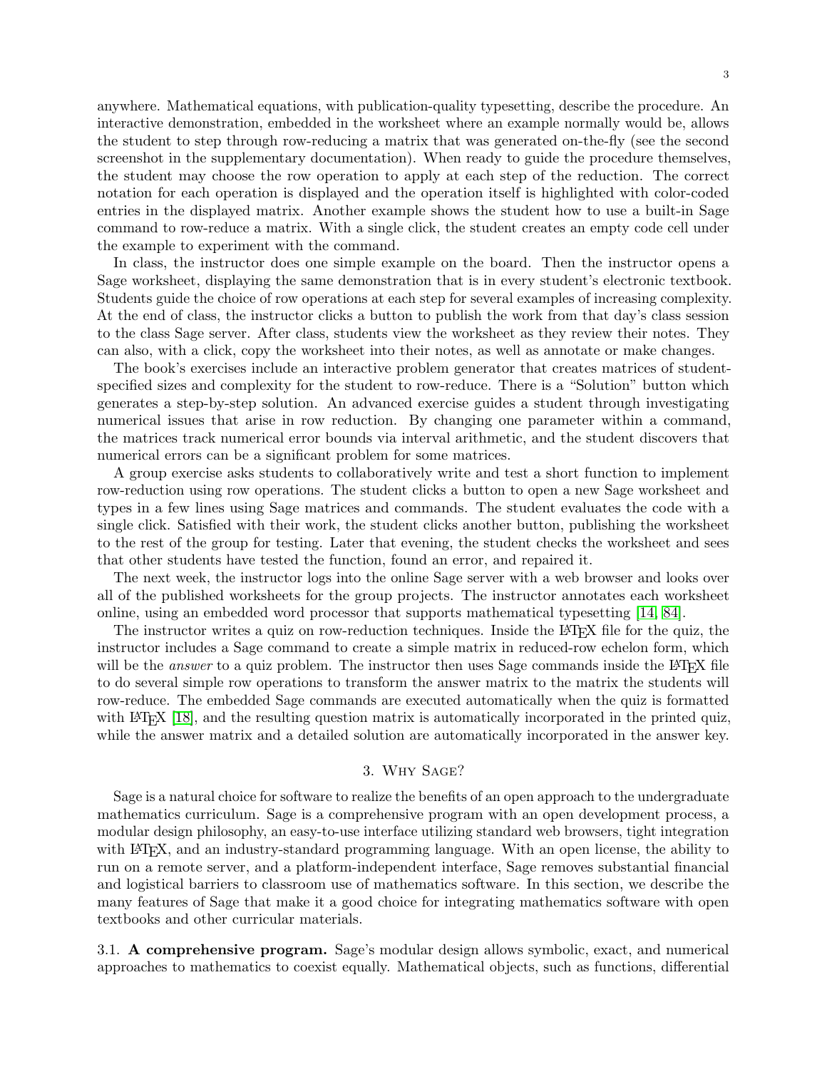anywhere. Mathematical equations, with publication-quality typesetting, describe the procedure. An interactive demonstration, embedded in the worksheet where an example normally would be, allows the student to step through row-reducing a matrix that was generated on-the-fly (see the second screenshot in the supplementary documentation). When ready to guide the procedure themselves, the student may choose the row operation to apply at each step of the reduction. The correct notation for each operation is displayed and the operation itself is highlighted with color-coded entries in the displayed matrix. Another example shows the student how to use a built-in Sage command to row-reduce a matrix. With a single click, the student creates an empty code cell under the example to experiment with the command.

In class, the instructor does one simple example on the board. Then the instructor opens a Sage worksheet, displaying the same demonstration that is in every student's electronic textbook. Students guide the choice of row operations at each step for several examples of increasing complexity. At the end of class, the instructor clicks a button to publish the work from that day's class session to the class Sage server. After class, students view the worksheet as they review their notes. They can also, with a click, copy the worksheet into their notes, as well as annotate or make changes.

The book's exercises include an interactive problem generator that creates matrices of student-specified sizes and complexity for the student to row-reduce. There is a "Solution" button which generates a step-by-step solution. An advanced exercise guides a student through investigating numerical issues that arise in row reduction. By changing one parameter within a command, the matrices track numerical error bounds via interval arithmetic, and the student discovers that numerical errors can be a significant problem for some matrices.

A group exercise asks students to collaboratively write and test a short function to implement row-reduction using row operations. The student clicks a button to open a new Sage worksheet and types in a few lines using Sage matrices and commands. The student evaluates the code with a single click. Satisfied with their work, the student clicks another button, publishing the worksheet to the rest of the group for testing. Later that evening, the student checks the worksheet and sees that other students have tested the function, found an error, and repaired it.

The next week, the instructor logs into the online Sage server with a web browser and looks over all of the published worksheets for the group projects. The instructor annotates each worksheet online, using an embedded word processor that supports mathematical typesetting [14, 84].

The instructor writes a quiz on row-reduction techniques. Inside the LaTeX file for the quiz, the instructor includes a Sage command to create a simple matrix in reduced-row echelon form, which will be the *answer* to a quiz problem. The instructor then uses Sage commands inside the LaTeX file to do several simple row operations to transform the answer matrix to the matrix the students will row-reduce. The embedded Sage commands are executed automatically when the quiz is formatted with LaTeX [18], and the resulting question matrix is automatically incorporated in the printed quiz, while the answer matrix and a detailed solution are automatically incorporated in the answer key.

## 3. Why Sage?

Sage is a natural choice for software to realize the benefits of an open approach to the undergraduate mathematics curriculum. Sage is a comprehensive program with an open development process, a modular design philosophy, an easy-to-use interface utilizing standard web browsers, tight integration with LaTeX, and an industry-standard programming language. With an open license, the ability to run on a remote server, and a platform-independent interface, Sage removes substantial financial and logistical barriers to classroom use of mathematics software. In this section, we describe the many features of Sage that make it a good choice for integrating mathematics software with open textbooks and other curricular materials.

3.1. **A comprehensive program.** Sage's modular design allows symbolic, exact, and numerical approaches to mathematics to coexist equally. Mathematical objects, such as functions, differential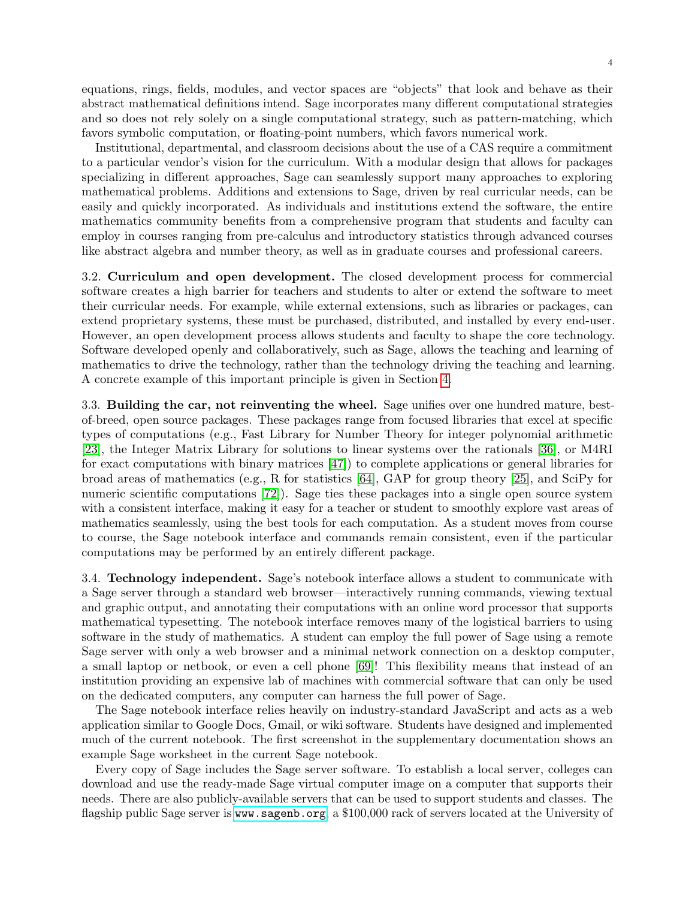equations, rings, fields, modules, and vector spaces are "objects" that look and behave as their abstract mathematical definitions intend. Sage incorporates many different computational strategies and so does not rely solely on a single computational strategy, such as pattern-matching, which favors symbolic computation, or floating-point numbers, which favors numerical work.

Institutional, departmental, and classroom decisions about the use of a CAS require a commitment to a particular vendor's vision for the curriculum. With a modular design that allows for packages specializing in different approaches, Sage can seamlessly support many approaches to exploring mathematical problems. Additions and extensions to Sage, driven by real curricular needs, can be easily and quickly incorporated. As individuals and institutions extend the software, the entire mathematics community benefits from a comprehensive program that students and faculty can employ in courses ranging from pre-calculus and introductory statistics through advanced courses like abstract algebra and number theory, as well as in graduate courses and professional careers.

3.2. **Curriculum and open development.** The closed development process for commercial software creates a high barrier for teachers and students to alter or extend the software to meet their curricular needs. For example, while external extensions, such as libraries or packages, can extend proprietary systems, these must be purchased, distributed, and installed by every end-user. However, an open development process allows students and faculty to shape the core technology. Software developed openly and collaboratively, such as Sage, allows the teaching and learning of mathematics to drive the technology, rather than the technology driving the teaching and learning. A concrete example of this important principle is given in Section 4.

3.3. **Building the car, not reinventing the wheel.** Sage unifies over one hundred mature, best-of-breed, open source packages. These packages range from focused libraries that excel at specific types of computations (e.g., Fast Library for Number Theory for integer polynomial arithmetic [23], the Integer Matrix Library for solutions to linear systems over the rationals [36], or M4RI for exact computations with binary matrices [47]) to complete applications or general libraries for broad areas of mathematics (e.g., R for statistics [64], GAP for group theory [25], and SciPy for numeric scientific computations [72]). Sage ties these packages into a single open source system with a consistent interface, making it easy for a teacher or student to smoothly explore vast areas of mathematics seamlessly, using the best tools for each computation. As a student moves from course to course, the Sage notebook interface and commands remain consistent, even if the particular computations may be performed by an entirely different package.

3.4. **Technology independent.** Sage's notebook interface allows a student to communicate with a Sage server through a standard web browser—interactively running commands, viewing textual and graphic output, and annotating their computations with an online word processor that supports mathematical typesetting. The notebook interface removes many of the logistical barriers to using software in the study of mathematics. A student can employ the full power of Sage using a remote Sage server with only a web browser and a minimal network connection on a desktop computer, a small laptop or netbook, or even a cell phone [69]! This flexibility means that instead of an institution providing an expensive lab of machines with commercial software that can only be used on the dedicated computers, any computer can harness the full power of Sage.

The Sage notebook interface relies heavily on industry-standard JavaScript and acts as a web application similar to Google Docs, Gmail, or wiki software. Students have designed and implemented much of the current notebook. The first screenshot in the supplementary documentation shows an example Sage worksheet in the current Sage notebook.

Every copy of Sage includes the Sage server software. To establish a local server, colleges can download and use the ready-made Sage virtual computer image on a computer that supports their needs. There are also publicly-available servers that can be used to support students and classes. The flagship public Sage server is `www.sagenb.org`, a $100,000 rack of servers located at the University of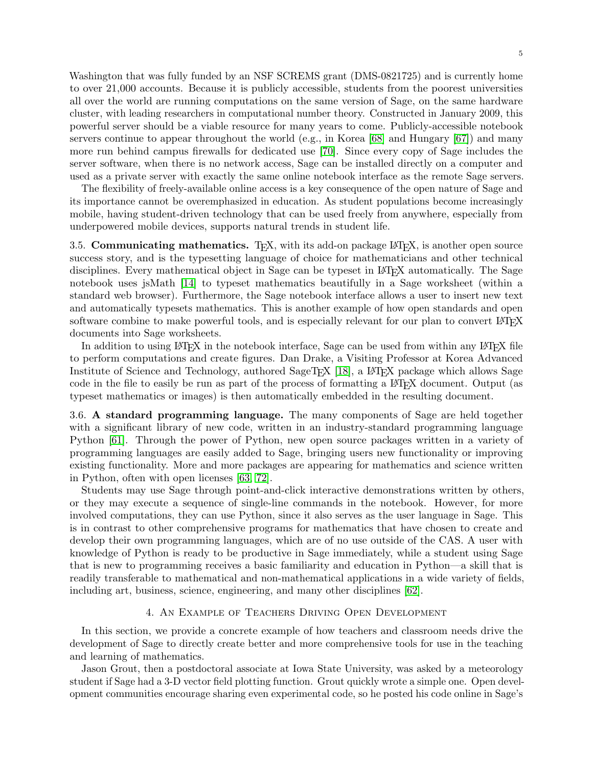Washington that was fully funded by an NSF SCREMS grant (DMS-0821725) and is currently home to over 21,000 accounts. Because it is publicly accessible, students from the poorest universities all over the world are running computations on the same version of Sage, on the same hardware cluster, with leading researchers in computational number theory. Constructed in January 2009, this powerful server should be a viable resource for many years to come. Publicly-accessible notebook servers continue to appear throughout the world (e.g., in Korea [68] and Hungary [67]) and many more run behind campus firewalls for dedicated use [70]. Since every copy of Sage includes the server software, when there is no network access, Sage can be installed directly on a computer and used as a private server with exactly the same online notebook interface as the remote Sage servers.

The flexibility of freely-available online access is a key consequence of the open nature of Sage and its importance cannot be overemphasized in education. As student populations become increasingly mobile, having student-driven technology that can be used freely from anywhere, especially from underpowered mobile devices, supports natural trends in student life.

3.5. **Communicating mathematics.** TeX, with its add-on package LaTeX, is another open source success story, and is the typesetting language of choice for mathematicians and other technical disciplines. Every mathematical object in Sage can be typeset in LaTeX automatically. The Sage notebook uses jsMath [14] to typeset mathematics beautifully in a Sage worksheet (within a standard web browser). Furthermore, the Sage notebook interface allows a user to insert new text and automatically typesets mathematics. This is another example of how open standards and open software combine to make powerful tools, and is especially relevant for our plan to convert LaTeX documents into Sage worksheets.

In addition to using LaTeX in the notebook interface, Sage can be used from within any LaTeX file to perform computations and create figures. Dan Drake, a Visiting Professor at Korea Advanced Institute of Science and Technology, authored SageTeX [18], a LaTeX package which allows Sage code in the file to easily be run as part of the process of formatting a LaTeX document. Output (as typeset mathematics or images) is then automatically embedded in the resulting document.

3.6. **A standard programming language.** The many components of Sage are held together with a significant library of new code, written in an industry-standard programming language Python [61]. Through the power of Python, new open source packages written in a variety of programming languages are easily added to Sage, bringing users new functionality or improving existing functionality. More and more packages are appearing for mathematics and science written in Python, often with open licenses [63, 72].

Students may use Sage through point-and-click interactive demonstrations written by others, or they may execute a sequence of single-line commands in the notebook. However, for more involved computations, they can use Python, since it also serves as the user language in Sage. This is in contrast to other comprehensive programs for mathematics that have chosen to create and develop their own programming languages, which are of no use outside of the CAS. A user with knowledge of Python is ready to be productive in Sage immediately, while a student using Sage that is new to programming receives a basic familiarity and education in Python—a skill that is readily transferable to mathematical and non-mathematical applications in a wide variety of fields, including art, business, science, engineering, and many other disciplines [62].

## 4. An Example of Teachers Driving Open Development

In this section, we provide a concrete example of how teachers and classroom needs drive the development of Sage to directly create better and more comprehensive tools for use in the teaching and learning of mathematics.

Jason Grout, then a postdoctoral associate at Iowa State University, was asked by a meteorology student if Sage had a 3-D vector field plotting function. Grout quickly wrote a simple one. Open development communities encourage sharing even experimental code, so he posted his code online in Sage's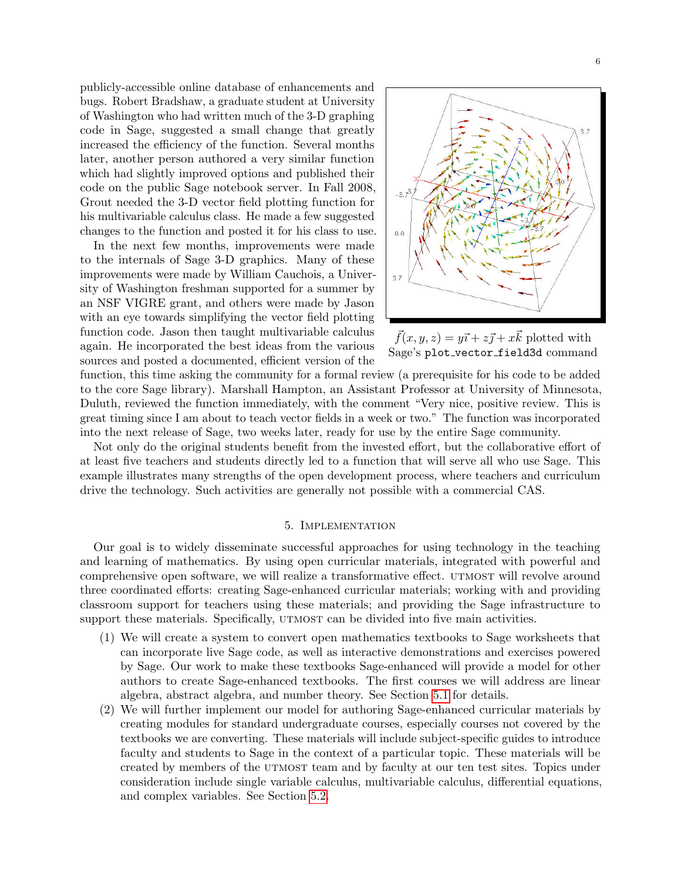publicly-accessible online database of enhancements and bugs. Robert Bradshaw, a graduate student at University of Washington who had written much of the 3-D graphing code in Sage, suggested a small change that greatly increased the efficiency of the function. Several months later, another person authored a very similar function which had slightly improved options and published their code on the public Sage notebook server. In Fall 2008, Grout needed the 3-D vector field plotting function for his multivariable calculus class. He made a few suggested changes to the function and posted it for his class to use.

In the next few months, improvements were made to the internals of Sage 3-D graphics. Many of these improvements were made by William Cauchois, a University of Washington freshman supported for a summer by an NSF VIGRE grant, and others were made by Jason with an eye towards simplifying the vector field plotting function code. Jason then taught multivariable calculus again. He incorporated the best ideas from the various sources and posted a documented, efficient version of the function, this time asking the community for a formal review (a prerequisite for his code to be added to the core Sage library). Marshall Hampton, an Assistant Professor at University of Minnesota, Duluth, reviewed the function immediately, with the comment "Very nice, positive review. This is great timing since I am about to teach vector fields in a week or two." The function was incorporated into the next release of Sage, two weeks later, ready for use by the entire Sage community.

$\vec{f}(x, y, z) = y\vec{\imath} + z\vec{\jmath} + x\vec{k}$ plotted with Sage's `plot_vector_field3d` command

Not only do the original students benefit from the invested effort, but the collaborative effort of at least five teachers and students directly led to a function that will serve all who use Sage. This example illustrates many strengths of the open development process, where teachers and curriculum drive the technology. Such activities are generally not possible with a commercial CAS.

## 5. Implementation

Our goal is to widely disseminate successful approaches for using technology in the teaching and learning of mathematics. By using open curricular materials, integrated with powerful and comprehensive open software, we will realize a transformative effect. UTMOST will revolve around three coordinated efforts: creating Sage-enhanced curricular materials; working with and providing classroom support for teachers using these materials; and providing the Sage infrastructure to support these materials. Specifically, UTMOST can be divided into five main activities.

1. We will create a system to convert open mathematics textbooks to Sage worksheets that can incorporate live Sage code, as well as interactive demonstrations and exercises powered by Sage. Our work to make these textbooks Sage-enhanced will provide a model for other authors to create Sage-enhanced textbooks. The first courses we will address are linear algebra, abstract algebra, and number theory. See Section 5.1 for details.
2. We will further implement our model for authoring Sage-enhanced curricular materials by creating modules for standard undergraduate courses, especially courses not covered by the textbooks we are converting. These materials will include subject-specific guides to introduce faculty and students to Sage in the context of a particular topic. These materials will be created by members of the UTMOST team and by faculty at our ten test sites. Topics under consideration include single variable calculus, multivariable calculus, differential equations, and complex variables. See Section 5.2.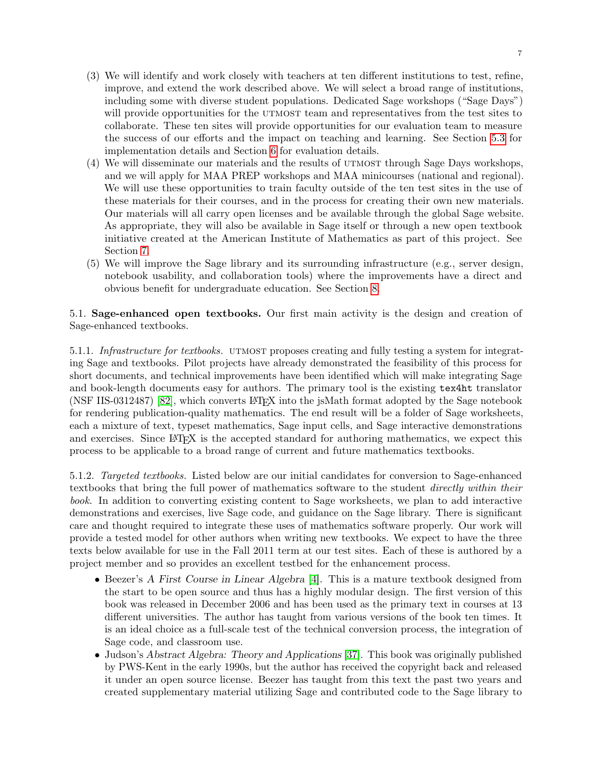(3) We will identify and work closely with teachers at ten different institutions to test, refine, improve, and extend the work described above. We will select a broad range of institutions, including some with diverse student populations. Dedicated Sage workshops ("Sage Days") will provide opportunities for the UTMOST team and representatives from the test sites to collaborate. These ten sites will provide opportunities for our evaluation team to measure the success of our efforts and the impact on teaching and learning. See Section 5.3 for implementation details and Section 6 for evaluation details.

(4) We will disseminate our materials and the results of UTMOST through Sage Days workshops, and we will apply for MAA PREP workshops and MAA minicourses (national and regional). We will use these opportunities to train faculty outside of the ten test sites in the use of these materials for their courses, and in the process for creating their own new materials. Our materials will all carry open licenses and be available through the global Sage website. As appropriate, they will also be available in Sage itself or through a new open textbook initiative created at the American Institute of Mathematics as part of this project. See Section 7.

(5) We will improve the Sage library and its surrounding infrastructure (e.g., server design, notebook usability, and collaboration tools) where the improvements have a direct and obvious benefit for undergraduate education. See Section 8.

5.1. **Sage-enhanced open textbooks.** Our first main activity is the design and creation of Sage-enhanced textbooks.

5.1.1. *Infrastructure for textbooks.* UTMOST proposes creating and fully testing a system for integrating Sage and textbooks. Pilot projects have already demonstrated the feasibility of this process for short documents, and technical improvements have been identified which will make integrating Sage and book-length documents easy for authors. The primary tool is the existing `tex4ht` translator (NSF IIS-0312487) [82], which converts LaTeX into the jsMath format adopted by the Sage notebook for rendering publication-quality mathematics. The end result will be a folder of Sage worksheets, each a mixture of text, typeset mathematics, Sage input cells, and Sage interactive demonstrations and exercises. Since LaTeX is the accepted standard for authoring mathematics, we expect this process to be applicable to a broad range of current and future mathematics textbooks.

5.1.2. *Targeted textbooks.* Listed below are our initial candidates for conversion to Sage-enhanced textbooks that bring the full power of mathematics software to the student *directly within their book*. In addition to converting existing content to Sage worksheets, we plan to add interactive demonstrations and exercises, live Sage code, and guidance on the Sage library. There is significant care and thought required to integrate these uses of mathematics software properly. Our work will provide a tested model for other authors when writing new textbooks. We expect to have the three texts below available for use in the Fall 2011 term at our test sites. Each of these is authored by a project member and so provides an excellent testbed for the enhancement process.

- Beezer's *A First Course in Linear Algebra* [4]. This is a mature textbook designed from the start to be open source and thus has a highly modular design. The first version of this book was released in December 2006 and has been used as the primary text in courses at 13 different universities. The author has taught from various versions of the book ten times. It is an ideal choice as a full-scale test of the technical conversion process, the integration of Sage code, and classroom use.
- Judson's *Abstract Algebra: Theory and Applications* [37]. This book was originally published by PWS-Kent in the early 1990s, but the author has received the copyright back and released it under an open source license. Beezer has taught from this text the past two years and created supplementary material utilizing Sage and contributed code to the Sage library to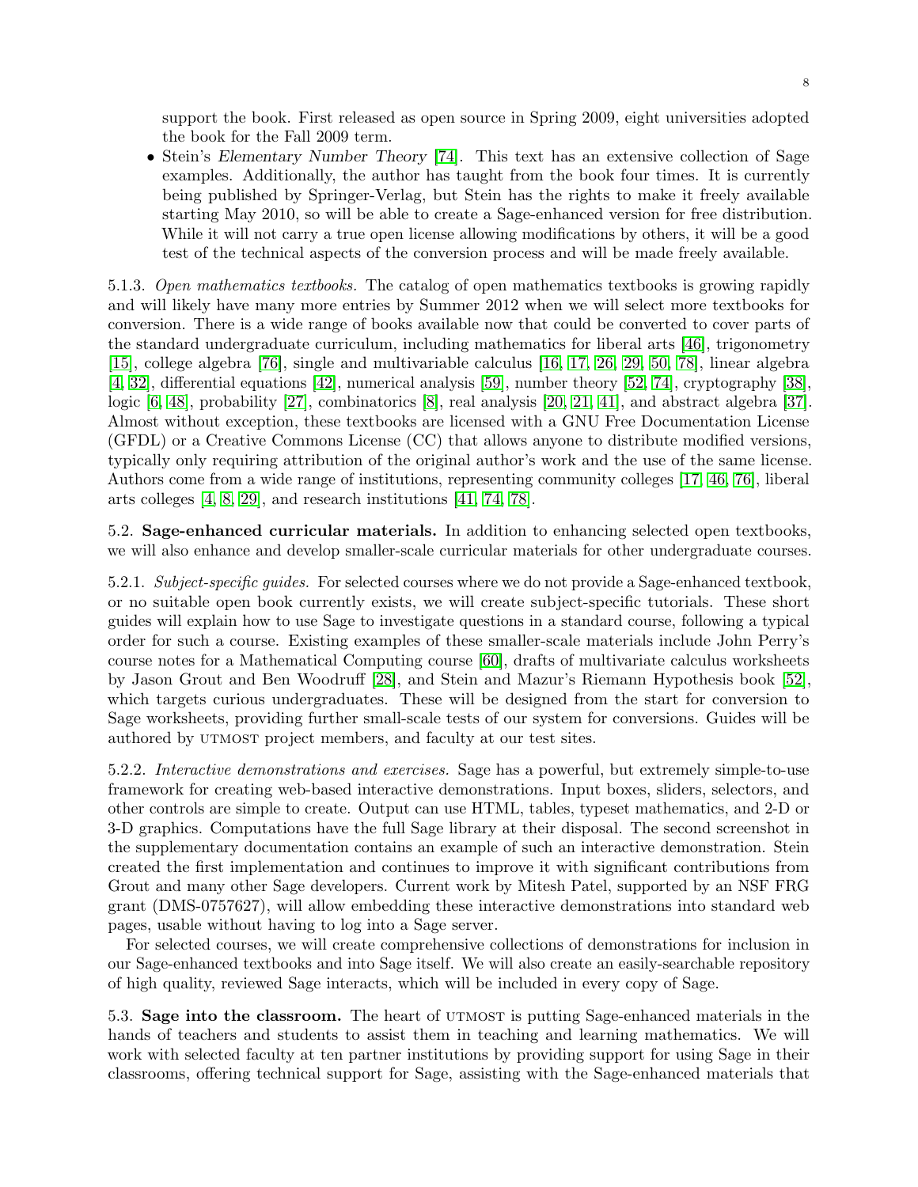support the book. First released as open source in Spring 2009, eight universities adopted the book for the Fall 2009 term.

- Stein's *Elementary Number Theory* [74]. This text has an extensive collection of Sage examples. Additionally, the author has taught from the book four times. It is currently being published by Springer-Verlag, but Stein has the rights to make it freely available starting May 2010, so will be able to create a Sage-enhanced version for free distribution. While it will not carry a true open license allowing modifications by others, it will be a good test of the technical aspects of the conversion process and will be made freely available.

5.1.3. *Open mathematics textbooks.* The catalog of open mathematics textbooks is growing rapidly and will likely have many more entries by Summer 2012 when we will select more textbooks for conversion. There is a wide range of books available now that could be converted to cover parts of the standard undergraduate curriculum, including mathematics for liberal arts [46], trigonometry [15], college algebra [76], single and multivariable calculus [16, 17, 26, 29, 50, 78], linear algebra [4, 32], differential equations [42], numerical analysis [59], number theory [52, 74], cryptography [38], logic [6, 48], probability [27], combinatorics [8], real analysis [20, 21, 41], and abstract algebra [37]. Almost without exception, these textbooks are licensed with a GNU Free Documentation License (GFDL) or a Creative Commons License (CC) that allows anyone to distribute modified versions, typically only requiring attribution of the original author's work and the use of the same license. Authors come from a wide range of institutions, representing community colleges [17, 46, 76], liberal arts colleges [4, 8, 29], and research institutions [41, 74, 78].

5.2. **Sage-enhanced curricular materials.** In addition to enhancing selected open textbooks, we will also enhance and develop smaller-scale curricular materials for other undergraduate courses.

5.2.1. *Subject-specific guides.* For selected courses where we do not provide a Sage-enhanced textbook, or no suitable open book currently exists, we will create subject-specific tutorials. These short guides will explain how to use Sage to investigate questions in a standard course, following a typical order for such a course. Existing examples of these smaller-scale materials include John Perry's course notes for a Mathematical Computing course [60], drafts of multivariate calculus worksheets by Jason Grout and Ben Woodruff [28], and Stein and Mazur's Riemann Hypothesis book [52], which targets curious undergraduates. These will be designed from the start for conversion to Sage worksheets, providing further small-scale tests of our system for conversions. Guides will be authored by UTMOST project members, and faculty at our test sites.

5.2.2. *Interactive demonstrations and exercises.* Sage has a powerful, but extremely simple-to-use framework for creating web-based interactive demonstrations. Input boxes, sliders, selectors, and other controls are simple to create. Output can use HTML, tables, typeset mathematics, and 2-D or 3-D graphics. Computations have the full Sage library at their disposal. The second screenshot in the supplementary documentation contains an example of such an interactive demonstration. Stein created the first implementation and continues to improve it with significant contributions from Grout and many other Sage developers. Current work by Mitesh Patel, supported by an NSF FRG grant (DMS-0757627), will allow embedding these interactive demonstrations into standard web pages, usable without having to log into a Sage server.

For selected courses, we will create comprehensive collections of demonstrations for inclusion in our Sage-enhanced textbooks and into Sage itself. We will also create an easily-searchable repository of high quality, reviewed Sage interacts, which will be included in every copy of Sage.

5.3. **Sage into the classroom.** The heart of UTMOST is putting Sage-enhanced materials in the hands of teachers and students to assist them in teaching and learning mathematics. We will work with selected faculty at ten partner institutions by providing support for using Sage in their classrooms, offering technical support for Sage, assisting with the Sage-enhanced materials that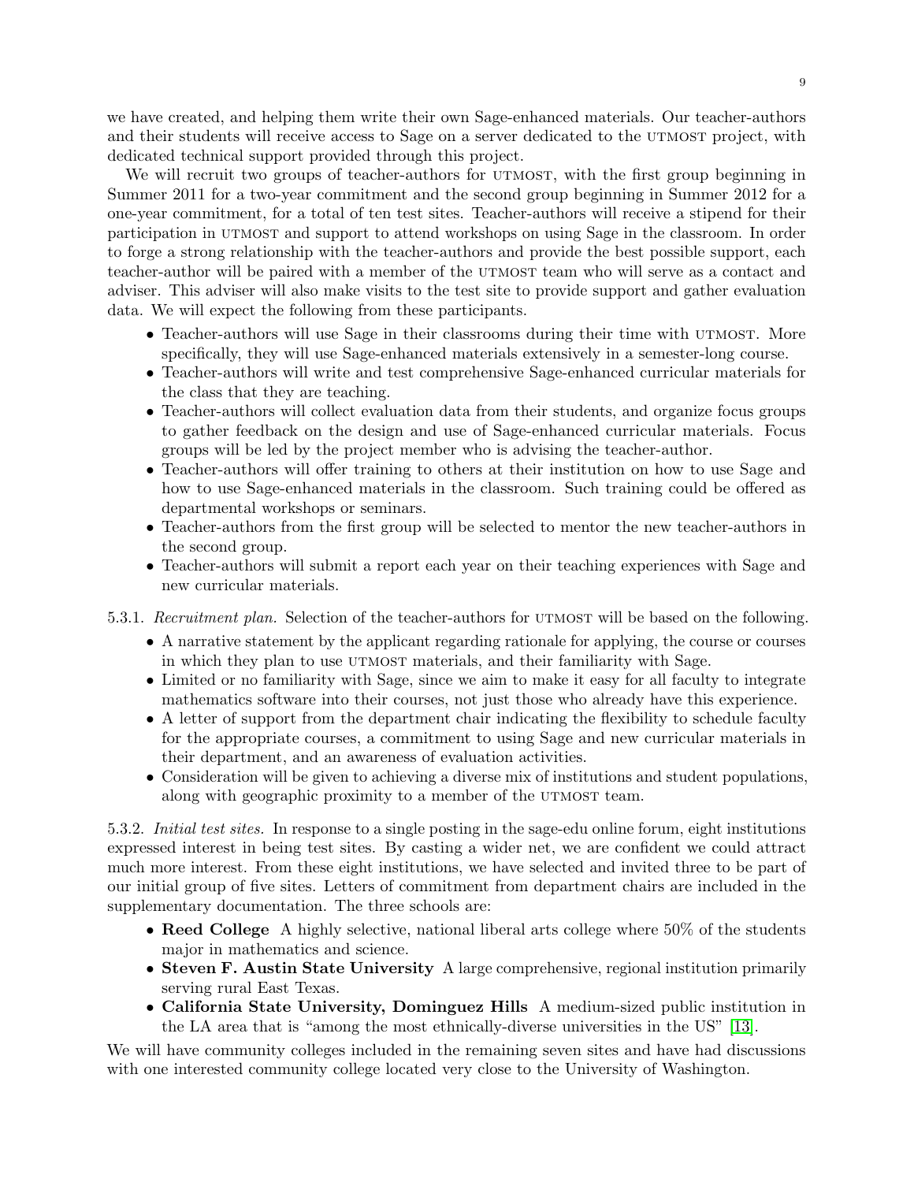we have created, and helping them write their own Sage-enhanced materials. Our teacher-authors and their students will receive access to Sage on a server dedicated to the UTMOST project, with dedicated technical support provided through this project.

We will recruit two groups of teacher-authors for UTMOST, with the first group beginning in Summer 2011 for a two-year commitment and the second group beginning in Summer 2012 for a one-year commitment, for a total of ten test sites. Teacher-authors will receive a stipend for their participation in UTMOST and support to attend workshops on using Sage in the classroom. In order to forge a strong relationship with the teacher-authors and provide the best possible support, each teacher-author will be paired with a member of the UTMOST team who will serve as a contact and adviser. This adviser will also make visits to the test site to provide support and gather evaluation data. We will expect the following from these participants.

- Teacher-authors will use Sage in their classrooms during their time with UTMOST. More specifically, they will use Sage-enhanced materials extensively in a semester-long course.
- Teacher-authors will write and test comprehensive Sage-enhanced curricular materials for the class that they are teaching.
- Teacher-authors will collect evaluation data from their students, and organize focus groups to gather feedback on the design and use of Sage-enhanced curricular materials. Focus groups will be led by the project member who is advising the teacher-author.
- Teacher-authors will offer training to others at their institution on how to use Sage and how to use Sage-enhanced materials in the classroom. Such training could be offered as departmental workshops or seminars.
- Teacher-authors from the first group will be selected to mentor the new teacher-authors in the second group.
- Teacher-authors will submit a report each year on their teaching experiences with Sage and new curricular materials.

5.3.1. *Recruitment plan.* Selection of the teacher-authors for UTMOST will be based on the following.

- A narrative statement by the applicant regarding rationale for applying, the course or courses in which they plan to use UTMOST materials, and their familiarity with Sage.
- Limited or no familiarity with Sage, since we aim to make it easy for all faculty to integrate mathematics software into their courses, not just those who already have this experience.
- A letter of support from the department chair indicating the flexibility to schedule faculty for the appropriate courses, a commitment to using Sage and new curricular materials in their department, and an awareness of evaluation activities.
- Consideration will be given to achieving a diverse mix of institutions and student populations, along with geographic proximity to a member of the UTMOST team.

5.3.2. *Initial test sites.* In response to a single posting in the sage-edu online forum, eight institutions expressed interest in being test sites. By casting a wider net, we are confident we could attract much more interest. From these eight institutions, we have selected and invited three to be part of our initial group of five sites. Letters of commitment from department chairs are included in the supplementary documentation. The three schools are:

- **Reed College** A highly selective, national liberal arts college where 50% of the students major in mathematics and science.
- **Steven F. Austin State University** A large comprehensive, regional institution primarily serving rural East Texas.
- **California State University, Dominguez Hills** A medium-sized public institution in the LA area that is "among the most ethnically-diverse universities in the US" [13].

We will have community colleges included in the remaining seven sites and have had discussions with one interested community college located very close to the University of Washington.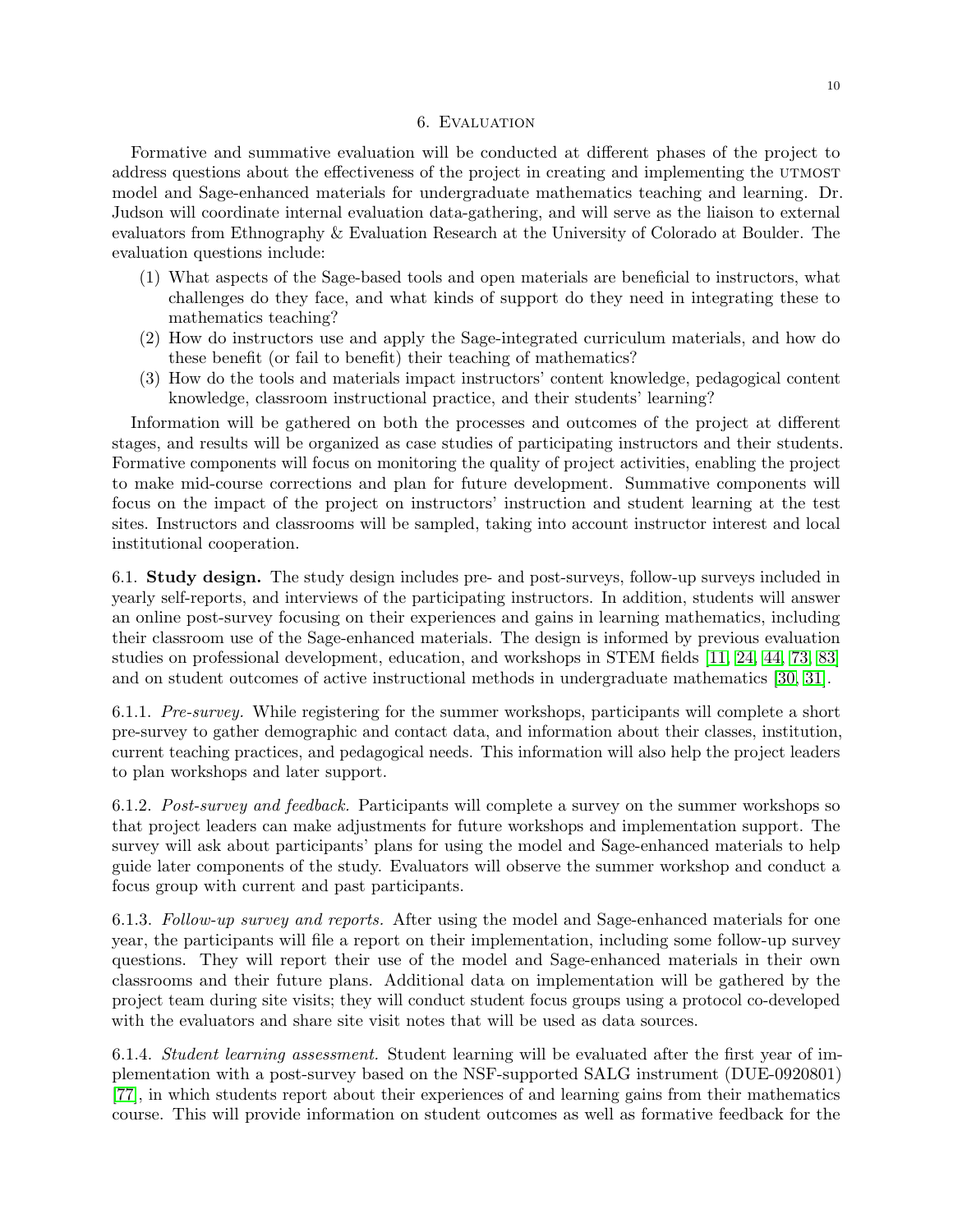## 6. Evaluation

Formative and summative evaluation will be conducted at different phases of the project to address questions about the effectiveness of the project in creating and implementing the UTMOST model and Sage-enhanced materials for undergraduate mathematics teaching and learning. Dr. Judson will coordinate internal evaluation data-gathering, and will serve as the liaison to external evaluators from Ethnography & Evaluation Research at the University of Colorado at Boulder. The evaluation questions include:

1. What aspects of the Sage-based tools and open materials are beneficial to instructors, what challenges do they face, and what kinds of support do they need in integrating these to mathematics teaching?
2. How do instructors use and apply the Sage-integrated curriculum materials, and how do these benefit (or fail to benefit) their teaching of mathematics?
3. How do the tools and materials impact instructors' content knowledge, pedagogical content knowledge, classroom instructional practice, and their students' learning?

Information will be gathered on both the processes and outcomes of the project at different stages, and results will be organized as case studies of participating instructors and their students. Formative components will focus on monitoring the quality of project activities, enabling the project to make mid-course corrections and plan for future development. Summative components will focus on the impact of the project on instructors' instruction and student learning at the test sites. Instructors and classrooms will be sampled, taking into account instructor interest and local institutional cooperation.

6.1. **Study design.** The study design includes pre- and post-surveys, follow-up surveys included in yearly self-reports, and interviews of the participating instructors. In addition, students will answer an online post-survey focusing on their experiences and gains in learning mathematics, including their classroom use of the Sage-enhanced materials. The design is informed by previous evaluation studies on professional development, education, and workshops in STEM fields [11, 24, 44, 73, 83] and on student outcomes of active instructional methods in undergraduate mathematics [30, 31].

6.1.1. *Pre-survey.* While registering for the summer workshops, participants will complete a short pre-survey to gather demographic and contact data, and information about their classes, institution, current teaching practices, and pedagogical needs. This information will also help the project leaders to plan workshops and later support.

6.1.2. *Post-survey and feedback.* Participants will complete a survey on the summer workshops so that project leaders can make adjustments for future workshops and implementation support. The survey will ask about participants' plans for using the model and Sage-enhanced materials to help guide later components of the study. Evaluators will observe the summer workshop and conduct a focus group with current and past participants.

6.1.3. *Follow-up survey and reports.* After using the model and Sage-enhanced materials for one year, the participants will file a report on their implementation, including some follow-up survey questions. They will report their use of the model and Sage-enhanced materials in their own classrooms and their future plans. Additional data on implementation will be gathered by the project team during site visits; they will conduct student focus groups using a protocol co-developed with the evaluators and share site visit notes that will be used as data sources.

6.1.4. *Student learning assessment.* Student learning will be evaluated after the first year of implementation with a post-survey based on the NSF-supported SALG instrument (DUE-0920801) [77], in which students report about their experiences of and learning gains from their mathematics course. This will provide information on student outcomes as well as formative feedback for the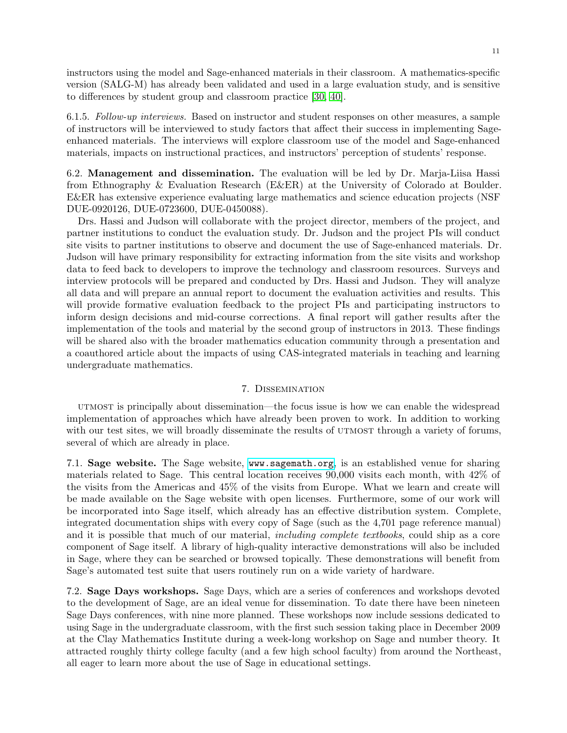instructors using the model and Sage-enhanced materials in their classroom. A mathematics-specific version (SALG-M) has already been validated and used in a large evaluation study, and is sensitive to differences by student group and classroom practice [30, 40].

6.1.5. *Follow-up interviews.* Based on instructor and student responses on other measures, a sample of instructors will be interviewed to study factors that affect their success in implementing Sage-enhanced materials. The interviews will explore classroom use of the model and Sage-enhanced materials, impacts on instructional practices, and instructors' perception of students' response.

6.2. **Management and dissemination.** The evaluation will be led by Dr. Marja-Liisa Hassi from Ethnography & Evaluation Research (E&ER) at the University of Colorado at Boulder. E&ER has extensive experience evaluating large mathematics and science education projects (NSF DUE-0920126, DUE-0723600, DUE-0450088).

Drs. Hassi and Judson will collaborate with the project director, members of the project, and partner institutions to conduct the evaluation study. Dr. Judson and the project PIs will conduct site visits to partner institutions to observe and document the use of Sage-enhanced materials. Dr. Judson will have primary responsibility for extracting information from the site visits and workshop data to feed back to developers to improve the technology and classroom resources. Surveys and interview protocols will be prepared and conducted by Drs. Hassi and Judson. They will analyze all data and will prepare an annual report to document the evaluation activities and results. This will provide formative evaluation feedback to the project PIs and participating instructors to inform design decisions and mid-course corrections. A final report will gather results after the implementation of the tools and material by the second group of instructors in 2013. These findings will be shared also with the broader mathematics education community through a presentation and a coauthored article about the impacts of using CAS-integrated materials in teaching and learning undergraduate mathematics.

## 7. Dissemination

UTMOST is principally about dissemination—the focus issue is how we can enable the widespread implementation of approaches which have already been proven to work. In addition to working with our test sites, we will broadly disseminate the results of UTMOST through a variety of forums, several of which are already in place.

7.1. **Sage website.** The Sage website, `www.sagemath.org`, is an established venue for sharing materials related to Sage. This central location receives 90,000 visits each month, with 42% of the visits from the Americas and 45% of the visits from Europe. What we learn and create will be made available on the Sage website with open licenses. Furthermore, some of our work will be incorporated into Sage itself, which already has an effective distribution system. Complete, integrated documentation ships with every copy of Sage (such as the 4,701 page reference manual) and it is possible that much of our material, *including complete textbooks*, could ship as a core component of Sage itself. A library of high-quality interactive demonstrations will also be included in Sage, where they can be searched or browsed topically. These demonstrations will benefit from Sage's automated test suite that users routinely run on a wide variety of hardware.

7.2. **Sage Days workshops.** Sage Days, which are a series of conferences and workshops devoted to the development of Sage, are an ideal venue for dissemination. To date there have been nineteen Sage Days conferences, with nine more planned. These workshops now include sessions dedicated to using Sage in the undergraduate classroom, with the first such session taking place in December 2009 at the Clay Mathematics Institute during a week-long workshop on Sage and number theory. It attracted roughly thirty college faculty (and a few high school faculty) from around the Northeast, all eager to learn more about the use of Sage in educational settings.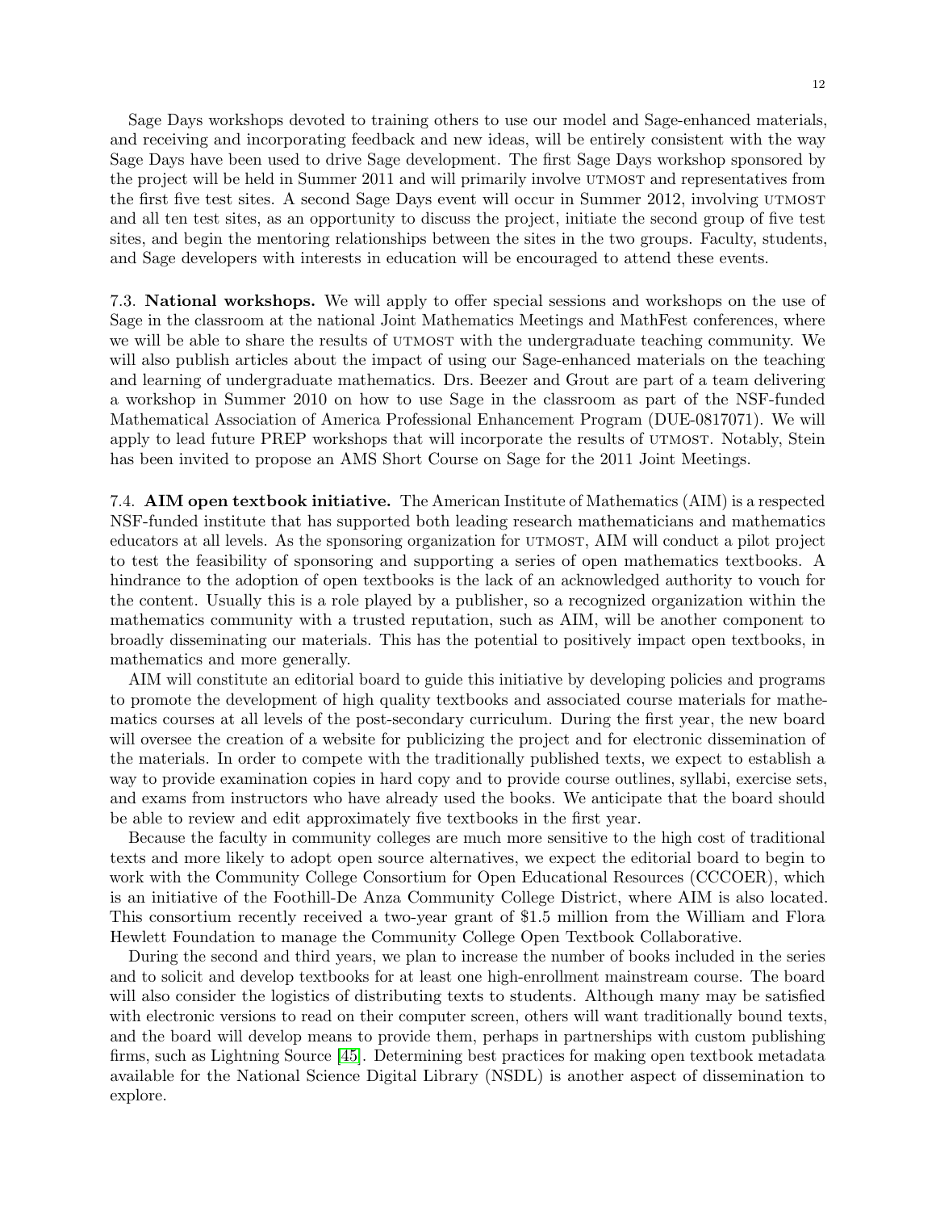Sage Days workshops devoted to training others to use our model and Sage-enhanced materials, and receiving and incorporating feedback and new ideas, will be entirely consistent with the way Sage Days have been used to drive Sage development. The first Sage Days workshop sponsored by the project will be held in Summer 2011 and will primarily involve UTMOST and representatives from the first five test sites. A second Sage Days event will occur in Summer 2012, involving UTMOST and all ten test sites, as an opportunity to discuss the project, initiate the second group of five test sites, and begin the mentoring relationships between the sites in the two groups. Faculty, students, and Sage developers with interests in education will be encouraged to attend these events.

7.3. **National workshops.** We will apply to offer special sessions and workshops on the use of Sage in the classroom at the national Joint Mathematics Meetings and MathFest conferences, where we will be able to share the results of UTMOST with the undergraduate teaching community. We will also publish articles about the impact of using our Sage-enhanced materials on the teaching and learning of undergraduate mathematics. Drs. Beezer and Grout are part of a team delivering a workshop in Summer 2010 on how to use Sage in the classroom as part of the NSF-funded Mathematical Association of America Professional Enhancement Program (DUE-0817071). We will apply to lead future PREP workshops that will incorporate the results of UTMOST. Notably, Stein has been invited to propose an AMS Short Course on Sage for the 2011 Joint Meetings.

7.4. **AIM open textbook initiative.** The American Institute of Mathematics (AIM) is a respected NSF-funded institute that has supported both leading research mathematicians and mathematics educators at all levels. As the sponsoring organization for UTMOST, AIM will conduct a pilot project to test the feasibility of sponsoring and supporting a series of open mathematics textbooks. A hindrance to the adoption of open textbooks is the lack of an acknowledged authority to vouch for the content. Usually this is a role played by a publisher, so a recognized organization within the mathematics community with a trusted reputation, such as AIM, will be another component to broadly disseminating our materials. This has the potential to positively impact open textbooks, in mathematics and more generally.

AIM will constitute an editorial board to guide this initiative by developing policies and programs to promote the development of high quality textbooks and associated course materials for mathematics courses at all levels of the post-secondary curriculum. During the first year, the new board will oversee the creation of a website for publicizing the project and for electronic dissemination of the materials. In order to compete with the traditionally published texts, we expect to establish a way to provide examination copies in hard copy and to provide course outlines, syllabi, exercise sets, and exams from instructors who have already used the books. We anticipate that the board should be able to review and edit approximately five textbooks in the first year.

Because the faculty in community colleges are much more sensitive to the high cost of traditional texts and more likely to adopt open source alternatives, we expect the editorial board to begin to work with the Community College Consortium for Open Educational Resources (CCCOER), which is an initiative of the Foothill-De Anza Community College District, where AIM is also located. This consortium recently received a two-year grant of \$1.5 million from the William and Flora Hewlett Foundation to manage the Community College Open Textbook Collaborative.

During the second and third years, we plan to increase the number of books included in the series and to solicit and develop textbooks for at least one high-enrollment mainstream course. The board will also consider the logistics of distributing texts to students. Although many may be satisfied with electronic versions to read on their computer screen, others will want traditionally bound texts, and the board will develop means to provide them, perhaps in partnerships with custom publishing firms, such as Lightning Source [45]. Determining best practices for making open textbook metadata available for the National Science Digital Library (NSDL) is another aspect of dissemination to explore.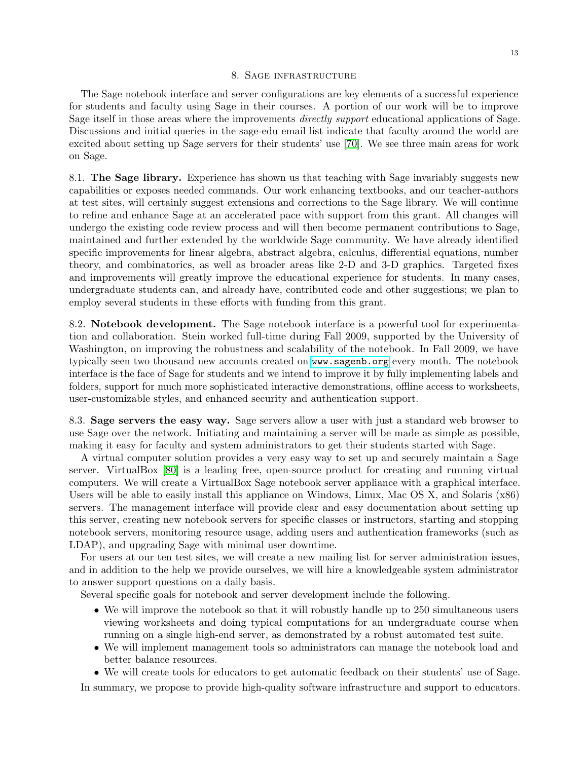## 8. Sage infrastructure

The Sage notebook interface and server configurations are key elements of a successful experience for students and faculty using Sage in their courses. A portion of our work will be to improve Sage itself in those areas where the improvements *directly support* educational applications of Sage. Discussions and initial queries in the sage-edu email list indicate that faculty around the world are excited about setting up Sage servers for their students' use [70]. We see three main areas for work on Sage.

8.1. **The Sage library.** Experience has shown us that teaching with Sage invariably suggests new capabilities or exposes needed commands. Our work enhancing textbooks, and our teacher-authors at test sites, will certainly suggest extensions and corrections to the Sage library. We will continue to refine and enhance Sage at an accelerated pace with support from this grant. All changes will undergo the existing code review process and will then become permanent contributions to Sage, maintained and further extended by the worldwide Sage community. We have already identified specific improvements for linear algebra, abstract algebra, calculus, differential equations, number theory, and combinatorics, as well as broader areas like 2-D and 3-D graphics. Targeted fixes and improvements will greatly improve the educational experience for students. In many cases, undergraduate students can, and already have, contributed code and other suggestions; we plan to employ several students in these efforts with funding from this grant.

8.2. **Notebook development.** The Sage notebook interface is a powerful tool for experimentation and collaboration. Stein worked full-time during Fall 2009, supported by the University of Washington, on improving the robustness and scalability of the notebook. In Fall 2009, we have typically seen two thousand new accounts created on `www.sagenb.org` every month. The notebook interface is the face of Sage for students and we intend to improve it by fully implementing labels and folders, support for much more sophisticated interactive demonstrations, offline access to worksheets, user-customizable styles, and enhanced security and authentication support.

8.3. **Sage servers the easy way.** Sage servers allow a user with just a standard web browser to use Sage over the network. Initiating and maintaining a server will be made as simple as possible, making it easy for faculty and system administrators to get their students started with Sage.

A virtual computer solution provides a very easy way to set up and securely maintain a Sage server. VirtualBox [80] is a leading free, open-source product for creating and running virtual computers. We will create a VirtualBox Sage notebook server appliance with a graphical interface. Users will be able to easily install this appliance on Windows, Linux, Mac OS X, and Solaris (x86) servers. The management interface will provide clear and easy documentation about setting up this server, creating new notebook servers for specific classes or instructors, starting and stopping notebook servers, monitoring resource usage, adding users and authentication frameworks (such as LDAP), and upgrading Sage with minimal user downtime.

For users at our ten test sites, we will create a new mailing list for server administration issues, and in addition to the help we provide ourselves, we will hire a knowledgeable system administrator to answer support questions on a daily basis.

Several specific goals for notebook and server development include the following.

- We will improve the notebook so that it will robustly handle up to 250 simultaneous users viewing worksheets and doing typical computations for an undergraduate course when running on a single high-end server, as demonstrated by a robust automated test suite.
- We will implement management tools so administrators can manage the notebook load and better balance resources.
- We will create tools for educators to get automatic feedback on their students' use of Sage.

In summary, we propose to provide high-quality software infrastructure and support to educators.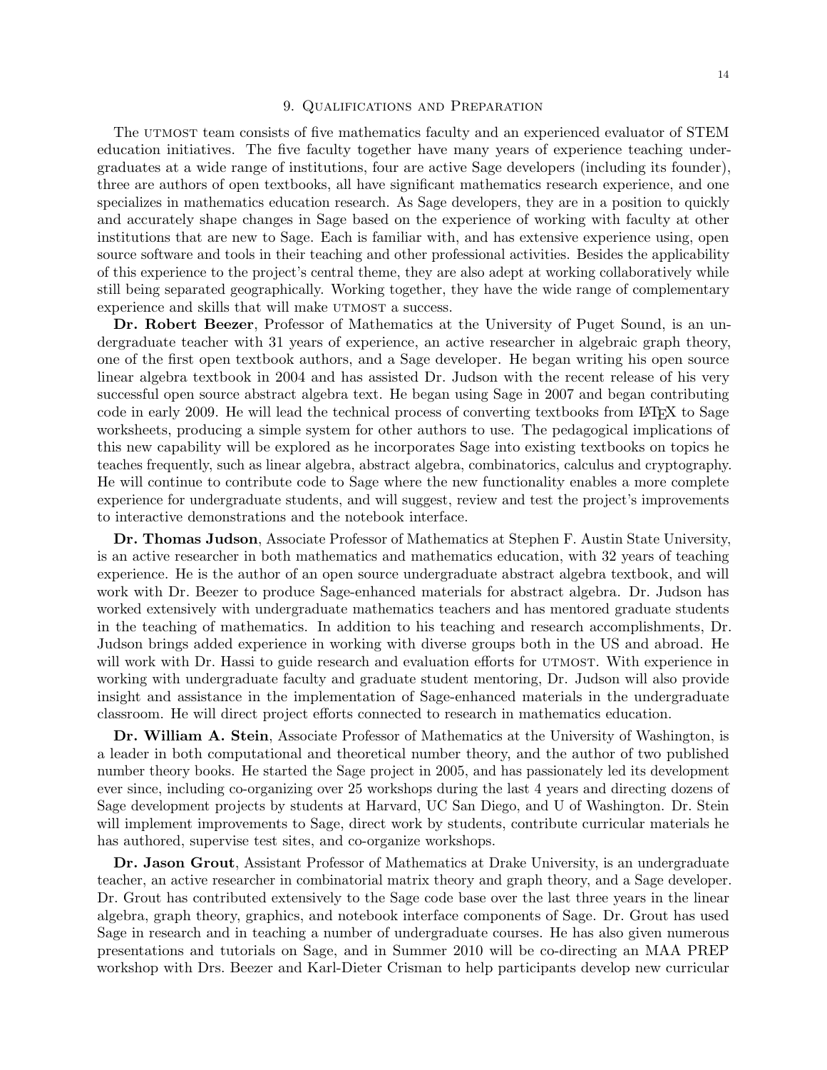## 9. Qualifications and Preparation

The UTMOST team consists of five mathematics faculty and an experienced evaluator of STEM education initiatives. The five faculty together have many years of experience teaching undergraduates at a wide range of institutions, four are active Sage developers (including its founder), three are authors of open textbooks, all have significant mathematics research experience, and one specializes in mathematics education research. As Sage developers, they are in a position to quickly and accurately shape changes in Sage based on the experience of working with faculty at other institutions that are new to Sage. Each is familiar with, and has extensive experience using, open source software and tools in their teaching and other professional activities. Besides the applicability of this experience to the project's central theme, they are also adept at working collaboratively while still being separated geographically. Working together, they have the wide range of complementary experience and skills that will make UTMOST a success.

**Dr. Robert Beezer**, Professor of Mathematics at the University of Puget Sound, is an undergraduate teacher with 31 years of experience, an active researcher in algebraic graph theory, one of the first open textbook authors, and a Sage developer. He began writing his open source linear algebra textbook in 2004 and has assisted Dr. Judson with the recent release of his very successful open source abstract algebra text. He began using Sage in 2007 and began contributing code in early 2009. He will lead the technical process of converting textbooks from LaTeX to Sage worksheets, producing a simple system for other authors to use. The pedagogical implications of this new capability will be explored as he incorporates Sage into existing textbooks on topics he teaches frequently, such as linear algebra, abstract algebra, combinatorics, calculus and cryptography. He will continue to contribute code to Sage where the new functionality enables a more complete experience for undergraduate students, and will suggest, review and test the project's improvements to interactive demonstrations and the notebook interface.

**Dr. Thomas Judson**, Associate Professor of Mathematics at Stephen F. Austin State University, is an active researcher in both mathematics and mathematics education, with 32 years of teaching experience. He is the author of an open source undergraduate abstract algebra textbook, and will work with Dr. Beezer to produce Sage-enhanced materials for abstract algebra. Dr. Judson has worked extensively with undergraduate mathematics teachers and has mentored graduate students in the teaching of mathematics. In addition to his teaching and research accomplishments, Dr. Judson brings added experience in working with diverse groups both in the US and abroad. He will work with Dr. Hassi to guide research and evaluation efforts for UTMOST. With experience in working with undergraduate faculty and graduate student mentoring, Dr. Judson will also provide insight and assistance in the implementation of Sage-enhanced materials in the undergraduate classroom. He will direct project efforts connected to research in mathematics education.

**Dr. William A. Stein**, Associate Professor of Mathematics at the University of Washington, is a leader in both computational and theoretical number theory, and the author of two published number theory books. He started the Sage project in 2005, and has passionately led its development ever since, including co-organizing over 25 workshops during the last 4 years and directing dozens of Sage development projects by students at Harvard, UC San Diego, and U of Washington. Dr. Stein will implement improvements to Sage, direct work by students, contribute curricular materials he has authored, supervise test sites, and co-organize workshops.

**Dr. Jason Grout**, Assistant Professor of Mathematics at Drake University, is an undergraduate teacher, an active researcher in combinatorial matrix theory and graph theory, and a Sage developer. Dr. Grout has contributed extensively to the Sage code base over the last three years in the linear algebra, graph theory, graphics, and notebook interface components of Sage. Dr. Grout has used Sage in research and in teaching a number of undergraduate courses. He has also given numerous presentations and tutorials on Sage, and in Summer 2010 will be co-directing an MAA PREP workshop with Drs. Beezer and Karl-Dieter Crisman to help participants develop new curricular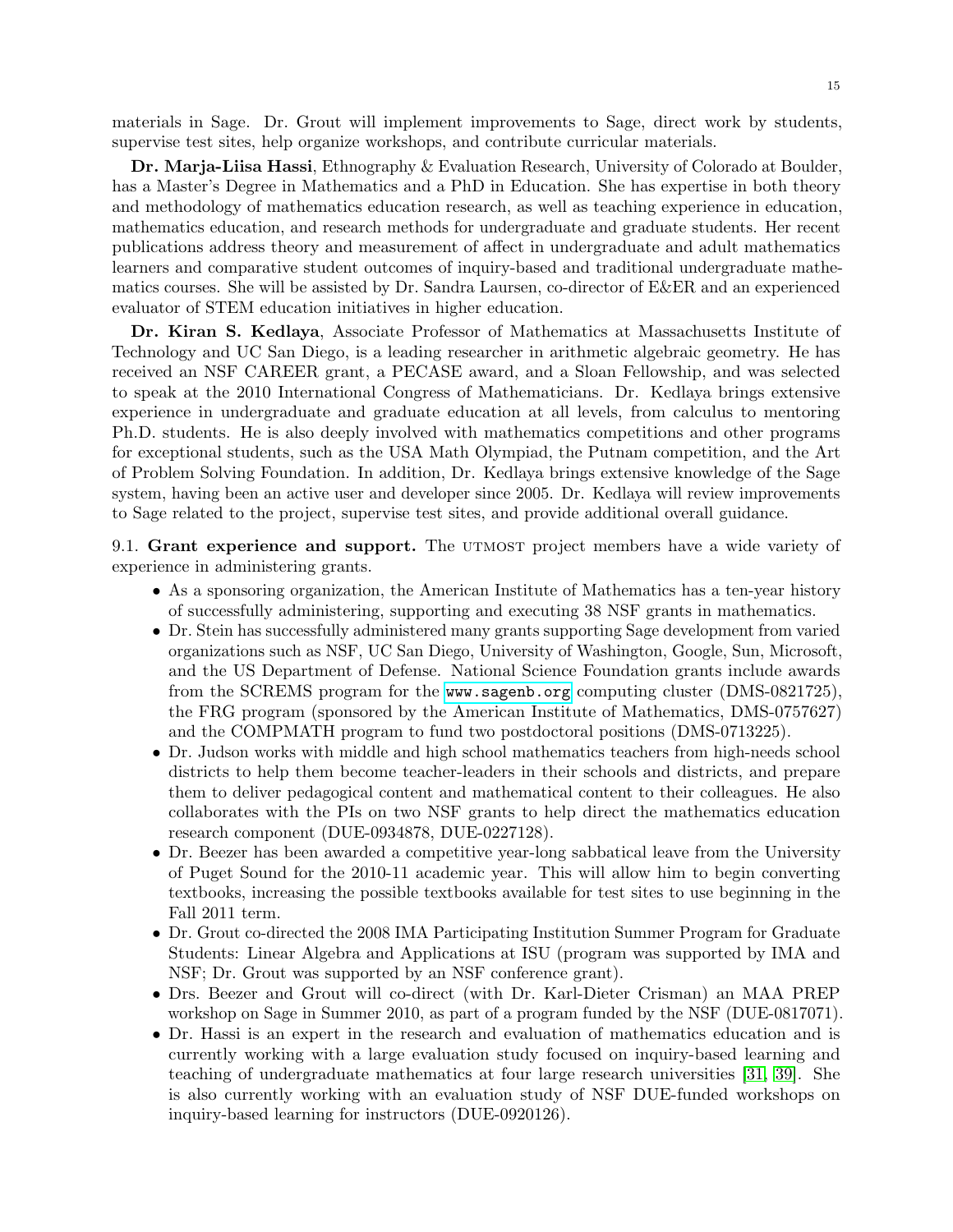materials in Sage. Dr. Grout will implement improvements to Sage, direct work by students, supervise test sites, help organize workshops, and contribute curricular materials.

**Dr. Marja-Liisa Hassi**, Ethnography & Evaluation Research, University of Colorado at Boulder, has a Master's Degree in Mathematics and a PhD in Education. She has expertise in both theory and methodology of mathematics education research, as well as teaching experience in education, mathematics education, and research methods for undergraduate and graduate students. Her recent publications address theory and measurement of affect in undergraduate and adult mathematics learners and comparative student outcomes of inquiry-based and traditional undergraduate mathematics courses. She will be assisted by Dr. Sandra Laursen, co-director of E&ER and an experienced evaluator of STEM education initiatives in higher education.

**Dr. Kiran S. Kedlaya**, Associate Professor of Mathematics at Massachusetts Institute of Technology and UC San Diego, is a leading researcher in arithmetic algebraic geometry. He has received an NSF CAREER grant, a PECASE award, and a Sloan Fellowship, and was selected to speak at the 2010 International Congress of Mathematicians. Dr. Kedlaya brings extensive experience in undergraduate and graduate education at all levels, from calculus to mentoring Ph.D. students. He is also deeply involved with mathematics competitions and other programs for exceptional students, such as the USA Math Olympiad, the Putnam competition, and the Art of Problem Solving Foundation. In addition, Dr. Kedlaya brings extensive knowledge of the Sage system, having been an active user and developer since 2005. Dr. Kedlaya will review improvements to Sage related to the project, supervise test sites, and provide additional overall guidance.

9.1. **Grant experience and support.** The UTMOST project members have a wide variety of experience in administering grants.

- As a sponsoring organization, the American Institute of Mathematics has a ten-year history of successfully administering, supporting and executing 38 NSF grants in mathematics.
- Dr. Stein has successfully administered many grants supporting Sage development from varied organizations such as NSF, UC San Diego, University of Washington, Google, Sun, Microsoft, and the US Department of Defense. National Science Foundation grants include awards from the SCREMS program for the `www.sagenb.org` computing cluster (DMS-0821725), the FRG program (sponsored by the American Institute of Mathematics, DMS-0757627) and the COMPMATH program to fund two postdoctoral positions (DMS-0713225).
- Dr. Judson works with middle and high school mathematics teachers from high-needs school districts to help them become teacher-leaders in their schools and districts, and prepare them to deliver pedagogical content and mathematical content to their colleagues. He also collaborates with the PIs on two NSF grants to help direct the mathematics education research component (DUE-0934878, DUE-0227128).
- Dr. Beezer has been awarded a competitive year-long sabbatical leave from the University of Puget Sound for the 2010-11 academic year. This will allow him to begin converting textbooks, increasing the possible textbooks available for test sites to use beginning in the Fall 2011 term.
- Dr. Grout co-directed the 2008 IMA Participating Institution Summer Program for Graduate Students: Linear Algebra and Applications at ISU (program was supported by IMA and NSF; Dr. Grout was supported by an NSF conference grant).
- Drs. Beezer and Grout will co-direct (with Dr. Karl-Dieter Crisman) an MAA PREP workshop on Sage in Summer 2010, as part of a program funded by the NSF (DUE-0817071).
- Dr. Hassi is an expert in the research and evaluation of mathematics education and is currently working with a large evaluation study focused on inquiry-based learning and teaching of undergraduate mathematics at four large research universities [31, 39]. She is also currently working with an evaluation study of NSF DUE-funded workshops on inquiry-based learning for instructors (DUE-0920126).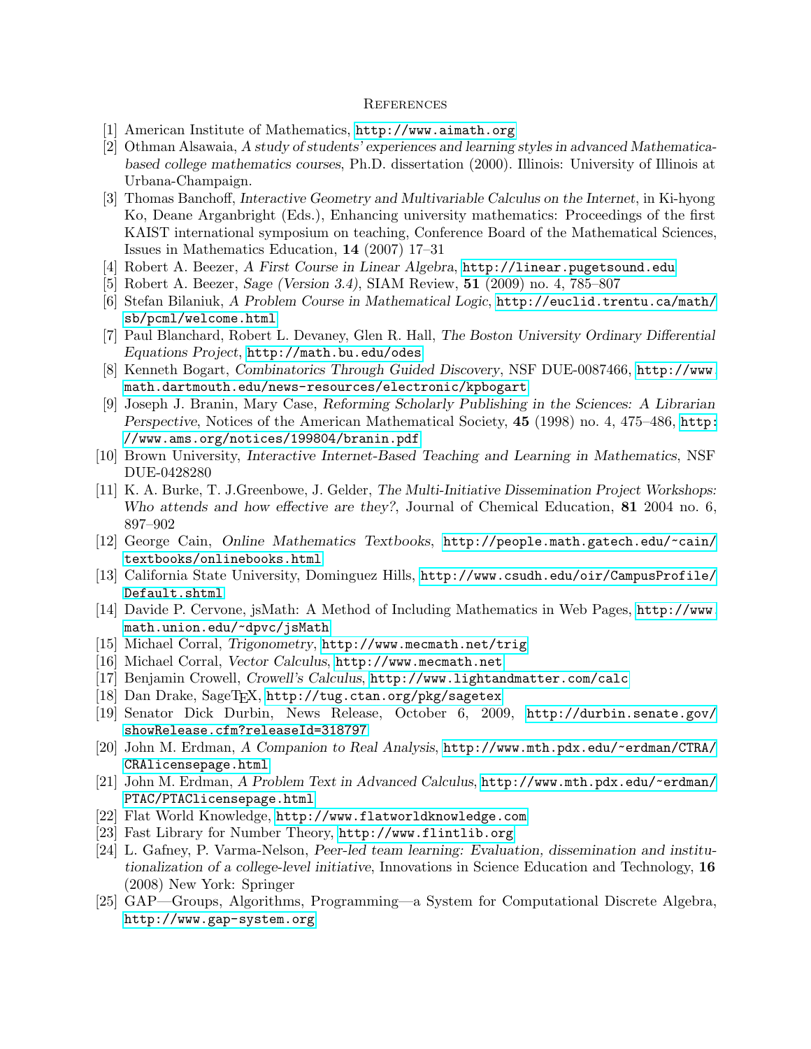## References

[1] American Institute of Mathematics, http://www.aimath.org

[2] Othman Alsawaia, *A study of students' experiences and learning styles in advanced Mathematica-based college mathematics courses*, Ph.D. dissertation (2000). Illinois: University of Illinois at Urbana-Champaign.

[3] Thomas Banchoff, *Interactive Geometry and Multivariable Calculus on the Internet*, in Ki-hyong Ko, Deane Arganbright (Eds.), Enhancing university mathematics: Proceedings of the first KAIST international symposium on teaching, Conference Board of the Mathematical Sciences, Issues in Mathematics Education, **14** (2007) 17–31

[4] Robert A. Beezer, *A First Course in Linear Algebra*, http://linear.pugetsound.edu

[5] Robert A. Beezer, *Sage (Version 3.4)*, SIAM Review, **51** (2009) no. 4, 785–807

[6] Stefan Bilaniuk, *A Problem Course in Mathematical Logic*, http://euclid.trentu.ca/math/sb/pcml/welcome.html

[7] Paul Blanchard, Robert L. Devaney, Glen R. Hall, *The Boston University Ordinary Differential Equations Project*, http://math.bu.edu/odes

[8] Kenneth Bogart, *Combinatorics Through Guided Discovery*, NSF DUE-0087466, http://www.math.dartmouth.edu/news-resources/electronic/kpbogart

[9] Joseph J. Branin, Mary Case, *Reforming Scholarly Publishing in the Sciences: A Librarian Perspective*, Notices of the American Mathematical Society, **45** (1998) no. 4, 475–486, http://www.ams.org/notices/199804/branin.pdf

[10] Brown University, *Interactive Internet-Based Teaching and Learning in Mathematics*, NSF DUE-0428280

[11] K. A. Burke, T. J.Greenbowe, J. Gelder, *The Multi-Initiative Dissemination Project Workshops: Who attends and how effective are they?*, Journal of Chemical Education, **81** 2004 no. 6, 897–902

[12] George Cain, *Online Mathematics Textbooks*, http://people.math.gatech.edu/~cain/textbooks/onlinebooks.html

[13] California State University, Dominguez Hills, http://www.csudh.edu/oir/CampusProfile/Default.shtml

[14] Davide P. Cervone, jsMath: A Method of Including Mathematics in Web Pages, http://www.math.union.edu/~dpvc/jsMath

[15] Michael Corral, *Trigonometry*, http://www.mecmath.net/trig

[16] Michael Corral, *Vector Calculus*, http://www.mecmath.net

[17] Benjamin Crowell, *Crowell's Calculus*, http://www.lightandmatter.com/calc

[18] Dan Drake, SageTEX, http://tug.ctan.org/pkg/sagetex

[19] Senator Dick Durbin, News Release, October 6, 2009, http://durbin.senate.gov/showRelease.cfm?releaseId=318797

[20] John M. Erdman, *A Companion to Real Analysis*, http://www.mth.pdx.edu/~erdman/CTRA/CRAlicensepage.html

[21] John M. Erdman, *A Problem Text in Advanced Calculus*, http://www.mth.pdx.edu/~erdman/PTAC/PTAClicensepage.html

[22] Flat World Knowledge, http://www.flatworldknowledge.com

[23] Fast Library for Number Theory, http://www.flintlib.org

[24] L. Gafney, P. Varma-Nelson, *Peer-led team learning: Evaluation, dissemination and institutionalization of a college-level initiative*, Innovations in Science Education and Technology, **16** (2008) New York: Springer

[25] GAP—Groups, Algorithms, Programming—a System for Computational Discrete Algebra, http://www.gap-system.org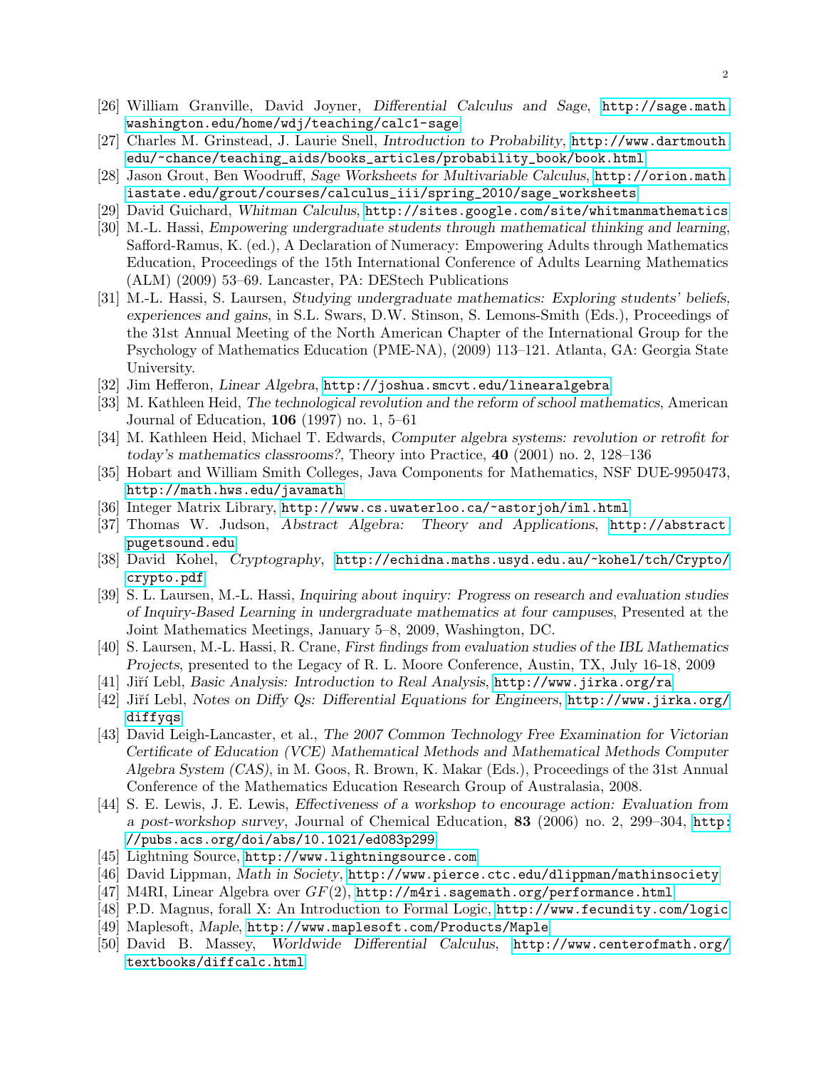[26] William Granville, David Joyner, *Differential Calculus and Sage*, http://sage.math.washington.edu/home/wdj/teaching/calc1-sage

[27] Charles M. Grinstead, J. Laurie Snell, *Introduction to Probability*, http://www.dartmouth.edu/~chance/teaching_aids/books_articles/probability_book/book.html

[28] Jason Grout, Ben Woodruff, *Sage Worksheets for Multivariable Calculus*, http://orion.math.iastate.edu/grout/courses/calculus_iii/spring_2010/sage_worksheets

[29] David Guichard, *Whitman Calculus*, http://sites.google.com/site/whitmanmathematics

[30] M.-L. Hassi, *Empowering undergraduate students through mathematical thinking and learning*, Safford-Ramus, K. (ed.), A Declaration of Numeracy: Empowering Adults through Mathematics Education, Proceedings of the 15th International Conference of Adults Learning Mathematics (ALM) (2009) 53–69. Lancaster, PA: DEStech Publications

[31] M.-L. Hassi, S. Laursen, *Studying undergraduate mathematics: Exploring students' beliefs, experiences and gains*, in S.L. Swars, D.W. Stinson, S. Lemons-Smith (Eds.), Proceedings of the 31st Annual Meeting of the North American Chapter of the International Group for the Psychology of Mathematics Education (PME-NA), (2009) 113–121. Atlanta, GA: Georgia State University.

[32] Jim Hefferon, *Linear Algebra*, http://joshua.smcvt.edu/linearalgebra

[33] M. Kathleen Heid, *The technological revolution and the reform of school mathematics*, American Journal of Education, **106** (1997) no. 1, 5–61

[34] M. Kathleen Heid, Michael T. Edwards, *Computer algebra systems: revolution or retrofit for today's mathematics classrooms?*, Theory into Practice, **40** (2001) no. 2, 128–136

[35] Hobart and William Smith Colleges, Java Components for Mathematics, NSF DUE-9950473, http://math.hws.edu/javamath

[36] Integer Matrix Library, http://www.cs.uwaterloo.ca/~astorjoh/iml.html

[37] Thomas W. Judson, *Abstract Algebra: Theory and Applications*, http://abstract.pugetsound.edu

[38] David Kohel, *Cryptography*, http://echidna.maths.usyd.edu.au/~kohel/tch/Crypto/crypto.pdf

[39] S. L. Laursen, M.-L. Hassi, *Inquiring about inquiry: Progress on research and evaluation studies of Inquiry-Based Learning in undergraduate mathematics at four campuses*, Presented at the Joint Mathematics Meetings, January 5–8, 2009, Washington, DC.

[40] S. Laursen, M.-L. Hassi, R. Crane, *First findings from evaluation studies of the IBL Mathematics Projects*, presented to the Legacy of R. L. Moore Conference, Austin, TX, July 16-18, 2009

[41] Jiří Lebl, *Basic Analysis: Introduction to Real Analysis*, http://www.jirka.org/ra

[42] Jiří Lebl, *Notes on Diffy Qs: Differential Equations for Engineers*, http://www.jirka.org/diffyqs

[43] David Leigh-Lancaster, et al., *The 2007 Common Technology Free Examination for Victorian Certificate of Education (VCE) Mathematical Methods and Mathematical Methods Computer Algebra System (CAS)*, in M. Goos, R. Brown, K. Makar (Eds.), Proceedings of the 31st Annual Conference of the Mathematics Education Research Group of Australasia, 2008.

[44] S. E. Lewis, J. E. Lewis, *Effectiveness of a workshop to encourage action: Evaluation from a post-workshop survey*, Journal of Chemical Education, **83** (2006) no. 2, 299–304, http://pubs.acs.org/doi/abs/10.1021/ed083p299

[45] Lightning Source, http://www.lightningsource.com

[46] David Lippman, *Math in Society*, http://www.pierce.ctc.edu/dlippman/mathinsociety

[47] M4RI, Linear Algebra over $GF(2)$, http://m4ri.sagemath.org/performance.html

[48] P.D. Magnus, forall X: An Introduction to Formal Logic, http://www.fecundity.com/logic

[49] Maplesoft, *Maple*, http://www.maplesoft.com/Products/Maple

[50] David B. Massey, *Worldwide Differential Calculus*, http://www.centerofmath.org/textbooks/diffcalc.html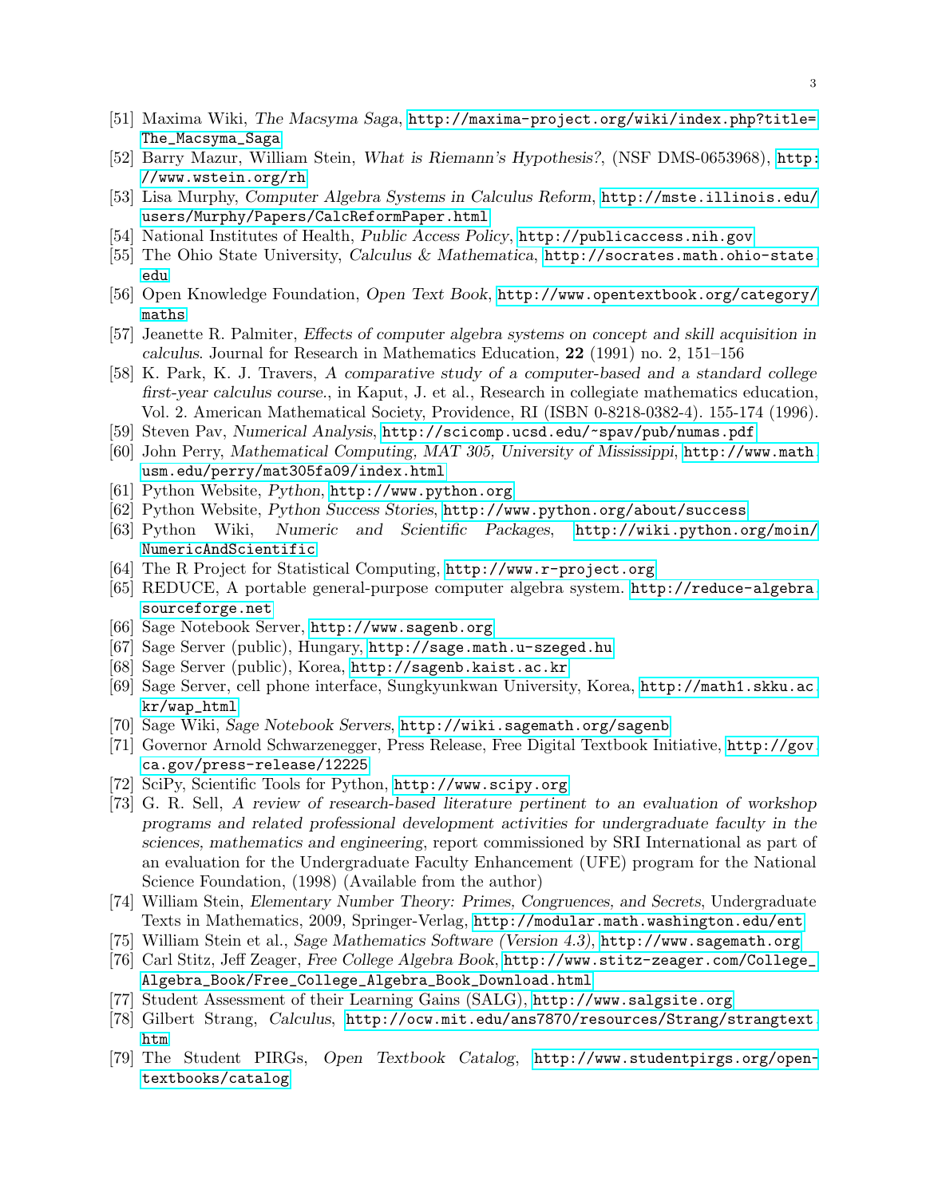[51] Maxima Wiki, *The Macsyma Saga*, http://maxima-project.org/wiki/index.php?title=The_Macsyma_Saga

[52] Barry Mazur, William Stein, *What is Riemann's Hypothesis?*, (NSF DMS-0653968), http://www.wstein.org/rh

[53] Lisa Murphy, *Computer Algebra Systems in Calculus Reform*, http://mste.illinois.edu/users/Murphy/Papers/CalcReformPaper.html

[54] National Institutes of Health, *Public Access Policy*, http://publicaccess.nih.gov

[55] The Ohio State University, *Calculus & Mathematica*, http://socrates.math.ohio-state.edu

[56] Open Knowledge Foundation, *Open Text Book*, http://www.opentextbook.org/category/maths

[57] Jeanette R. Palmiter, *Effects of computer algebra systems on concept and skill acquisition in calculus*. Journal for Research in Mathematics Education, **22** (1991) no. 2, 151–156

[58] K. Park, K. J. Travers, *A comparative study of a computer-based and a standard college first-year calculus course.*, in Kaput, J. et al., Research in collegiate mathematics education, Vol. 2. American Mathematical Society, Providence, RI (ISBN 0-8218-0382-4). 155-174 (1996).

[59] Steven Pav, *Numerical Analysis*, http://scicomp.ucsd.edu/~spav/pub/numas.pdf

[60] John Perry, *Mathematical Computing, MAT 305, University of Mississippi*, http://www.math.usm.edu/perry/mat305fa09/index.html

[61] Python Website, *Python*, http://www.python.org

[62] Python Website, *Python Success Stories*, http://www.python.org/about/success

[63] Python Wiki, *Numeric and Scientific Packages*, http://wiki.python.org/moin/NumericAndScientific

[64] The R Project for Statistical Computing, http://www.r-project.org

[65] REDUCE, A portable general-purpose computer algebra system. http://reduce-algebra.sourceforge.net

[66] Sage Notebook Server, http://www.sagenb.org

[67] Sage Server (public), Hungary, http://sage.math.u-szeged.hu

[68] Sage Server (public), Korea, http://sagenb.kaist.ac.kr

[69] Sage Server, cell phone interface, Sungkyunkwan University, Korea, http://math1.skku.ac.kr/wap_html

[70] Sage Wiki, *Sage Notebook Servers*, http://wiki.sagemath.org/sagenb

[71] Governor Arnold Schwarzenegger, Press Release, Free Digital Textbook Initiative, http://gov.ca.gov/press-release/12225

[72] SciPy, Scientific Tools for Python, http://www.scipy.org

[73] G. R. Sell, *A review of research-based literature pertinent to an evaluation of workshop programs and related professional development activities for undergraduate faculty in the sciences, mathematics and engineering*, report commissioned by SRI International as part of an evaluation for the Undergraduate Faculty Enhancement (UFE) program for the National Science Foundation, (1998) (Available from the author)

[74] William Stein, *Elementary Number Theory: Primes, Congruences, and Secrets*, Undergraduate Texts in Mathematics, 2009, Springer-Verlag, http://modular.math.washington.edu/ent

[75] William Stein et al., *Sage Mathematics Software (Version 4.3)*, http://www.sagemath.org

[76] Carl Stitz, Jeff Zeager, *Free College Algebra Book*, http://www.stitz-zeager.com/College_Algebra_Book/Free_College_Algebra_Book_Download.html

[77] Student Assessment of their Learning Gains (SALG), http://www.salgsite.org

[78] Gilbert Strang, *Calculus*, http://ocw.mit.edu/ans7870/resources/Strang/strangtext.htm

[79] The Student PIRGs, *Open Textbook Catalog*, http://www.studentpirgs.org/open-textbooks/catalog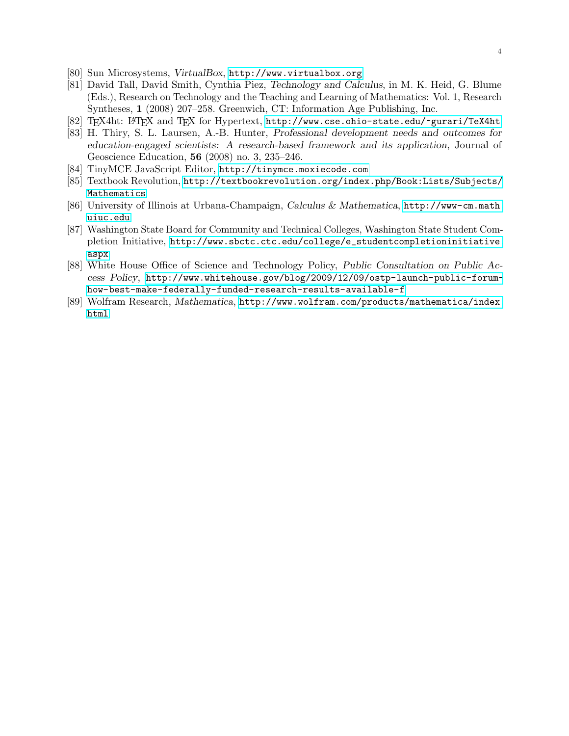[80] Sun Microsystems, *VirtualBox*, http://www.virtualbox.org

[81] David Tall, David Smith, Cynthia Piez, *Technology and Calculus*, in M. K. Heid, G. Blume (Eds.), Research on Technology and the Teaching and Learning of Mathematics: Vol. 1, Research Syntheses, **1** (2008) 207–258. Greenwich, CT: Information Age Publishing, Inc.

[82] TEX4ht: LaTeX and TeX for Hypertext, http://www.cse.ohio-state.edu/~gurari/TeX4ht

[83] H. Thiry, S. L. Laursen, A.-B. Hunter, *Professional development needs and outcomes for education-engaged scientists: A research-based framework and its application*, Journal of Geoscience Education, **56** (2008) no. 3, 235–246.

[84] TinyMCE JavaScript Editor, http://tinymce.moxiecode.com

[85] Textbook Revolution, http://textbookrevolution.org/index.php/Book:Lists/Subjects/Mathematics

[86] University of Illinois at Urbana-Champaign, *Calculus & Mathematica*, http://www-cm.math.uiuc.edu

[87] Washington State Board for Community and Technical Colleges, Washington State Student Completion Initiative, http://www.sbctc.ctc.edu/college/e_studentcompletioninitiative.aspx

[88] White House Office of Science and Technology Policy, *Public Consultation on Public Access Policy*, http://www.whitehouse.gov/blog/2009/12/09/ostp-launch-public-forum-how-best-make-federally-funded-research-results-available-f

[89] Wolfram Research, *Mathematica*, http://www.wolfram.com/products/mathematica/index.html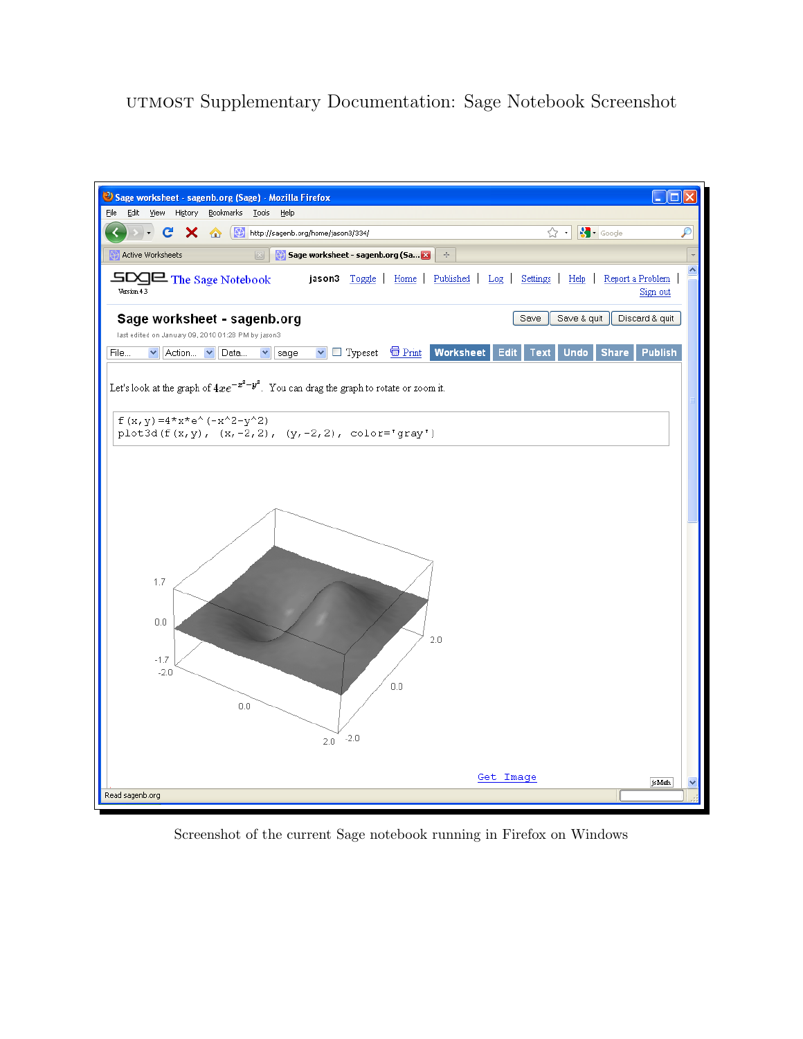# UTMOST Supplementary Documentation: Sage Notebook Screenshot

Screenshot of the current Sage notebook running in Firefox on Windows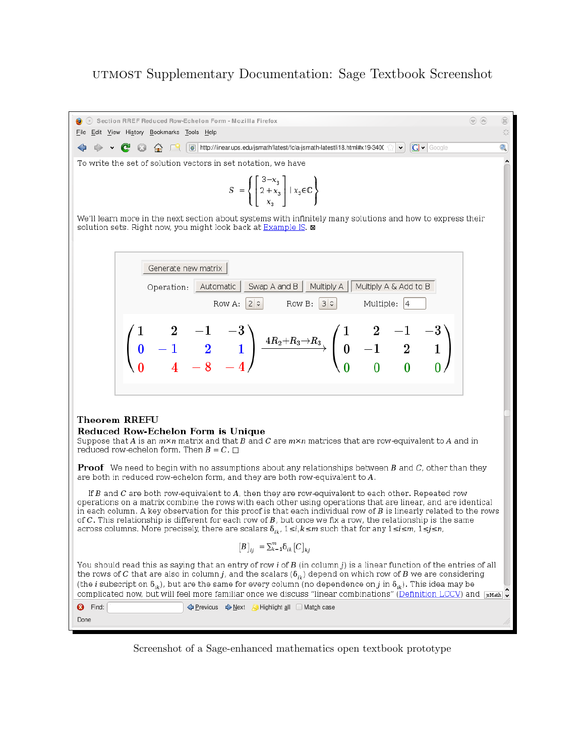UTMOST Supplementary Documentation: Sage Textbook Screenshot

Section RREF Reduced Row-Echelon Form - Mozilla Firefox

File Edit View History Bookmarks Tools Help

http://linear.ups.edu/jsmath/latest/fcla-jsmath-latestli18.html#x19-3400

To write the set of solution vectors in set notation, we have

$$S = \left\{ \begin{bmatrix} 3-x_3 \\ 2+x_3 \\ x_3 \end{bmatrix} \,\middle|\, x_3 \in \mathbb{C} \right\}$$

We'll learn more in the next section about systems with infinitely many solutions and how to express their solution sets. Right now, you might look back at Example IS. ⊠

Generate new matrix

Operation: Automatic | Swap A and B | Multiply A | Multiply A & Add to B

Row A: 2 Row B: 3 Multiple: 4

$$\begin{pmatrix} 1 & 2 & -1 & -3 \\ 0 & -1 & 2 & 1 \\ 0 & 4 & -8 & -4 \end{pmatrix} \xrightarrow{4R_2+R_3\to R_3} \begin{pmatrix} 1 & 2 & -1 & -3 \\ 0 & -1 & 2 & 1 \\ 0 & 0 & 0 & 0 \end{pmatrix}$$

**Theorem RREFU**
**Reduced Row-Echelon Form is Unique**
Suppose that $A$ is an $m\times n$ matrix and that $B$ and $C$ are $m\times n$ matrices that are row-equivalent to $A$ and in reduced row-echelon form. Then $B = C$. □

**Proof** We need to begin with no assumptions about any relationships between $B$ and $C$, other than they are both in reduced row-echelon form, and they are both row-equivalent to $A$.

If $B$ and $C$ are both row-equivalent to $A$, then they are row-equivalent to each other. Repeated row operations on a matrix combine the rows with each other using operations that are linear, and are identical in each column. A key observation for this proof is that each individual row of $B$ is linearly related to the rows of $C$. This relationship is different for each row of $B$, but once we fix a row, the relationship is the same across columns. More precisely, there are scalars $\delta_{ik}$, $1\leq i,k\leq m$ such that for any $1\leq i\leq m$, $1\leq j\leq n$,

$$[B]_{ij} = \sum_{k=1}^{m} \delta_{ik}\,[C]_{kj}$$

You should read this as saying that an entry of row $i$ of $B$ (in column $j$) is a linear function of the entries of all the rows of $C$ that are also in column $j$, and the scalars ($\delta_{ik}$) depend on which row of $B$ we are considering (the $i$ subscript on $\delta_{ik}$), but are the same for every column (no dependence on $j$ in $\delta_{ik}$). This idea may be complicated now, but will feel more familiar once we discuss "linear combinations" (Definition LCCV) and

Find: Previous Next Highlight all Match case

Done

Screenshot of a Sage-enhanced mathematics open textbook prototype